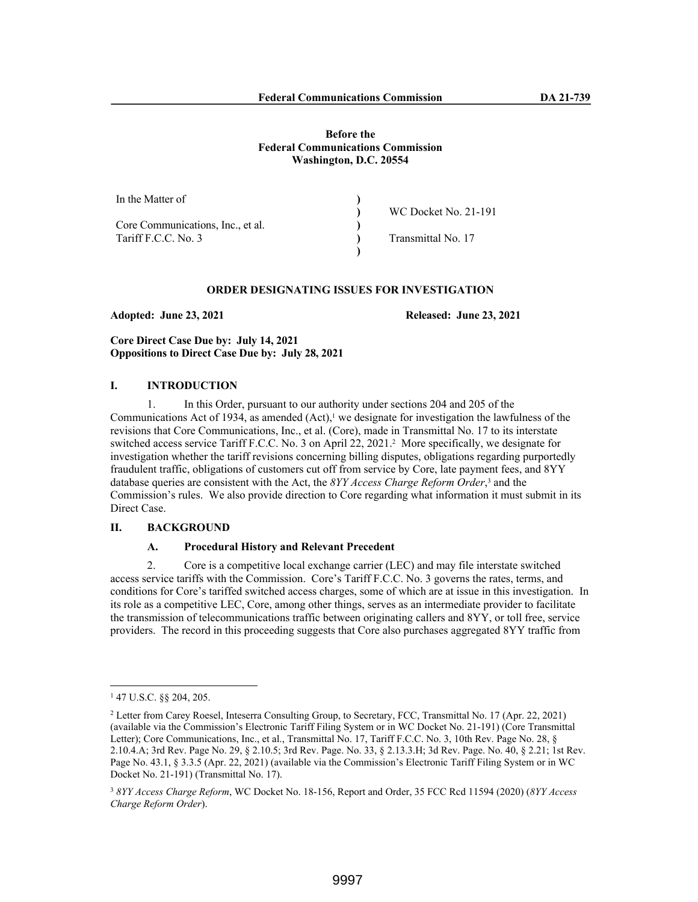**Before the**
**Federal Communications Commission**
**Washington, D.C. 20554**

| | | |
|---|---|---|
| In the Matter of | ) | |
| | ) | WC Docket No. 21-191 |
| Core Communications, Inc., et al. | ) | |
| Tariff F.C.C. No. 3 | ) | Transmittal No. 17 |
| | ) | |

## ORDER DESIGNATING ISSUES FOR INVESTIGATION

**Adopted: June 23, 2021** **Released: June 23, 2021**

**Core Direct Case Due by: July 14, 2021**
**Oppositions to Direct Case Due by: July 28, 2021**

## I. INTRODUCTION

1. In this Order, pursuant to our authority under sections 204 and 205 of the Communications Act of 1934, as amended (Act),[1] we designate for investigation the lawfulness of the revisions that Core Communications, Inc., et al. (Core), made in Transmittal No. 17 to its interstate switched access service Tariff F.C.C. No. 3 on April 22, 2021.[2] More specifically, we designate for investigation whether the tariff revisions concerning billing disputes, obligations regarding purportedly fraudulent traffic, obligations of customers cut off from service by Core, late payment fees, and 8YY database queries are consistent with the Act, the *8YY Access Charge Reform Order*,[3] and the Commission's rules. We also provide direction to Core regarding what information it must submit in its Direct Case.

## II. BACKGROUND

### A. Procedural History and Relevant Precedent

2. Core is a competitive local exchange carrier (LEC) and may file interstate switched access service tariffs with the Commission. Core's Tariff F.C.C. No. 3 governs the rates, terms, and conditions for Core's tariffed switched access charges, some of which are at issue in this investigation. In its role as a competitive LEC, Core, among other things, serves as an intermediate provider to facilitate the transmission of telecommunications traffic between originating callers and 8YY, or toll free, service providers. The record in this proceeding suggests that Core also purchases aggregated 8YY traffic from

---

[1] 47 U.S.C. §§ 204, 205.

[2] Letter from Carey Roesel, Inteserra Consulting Group, to Secretary, FCC, Transmittal No. 17 (Apr. 22, 2021) (available via the Commission's Electronic Tariff Filing System or in WC Docket No. 21-191) (Core Transmittal Letter); Core Communications, Inc., et al., Transmittal No. 17, Tariff F.C.C. No. 3, 10th Rev. Page No. 28, § 2.10.4.A; 3rd Rev. Page No. 29, § 2.10.5; 3rd Rev. Page. No. 33, § 2.13.3.H; 3d Rev. Page. No. 40, § 2.21; 1st Rev. Page No. 43.1, § 3.3.5 (Apr. 22, 2021) (available via the Commission's Electronic Tariff Filing System or in WC Docket No. 21-191) (Transmittal No. 17).

[3] *8YY Access Charge Reform*, WC Docket No. 18-156, Report and Order, 35 FCC Rcd 11594 (2020) (*8YY Access Charge Reform Order*).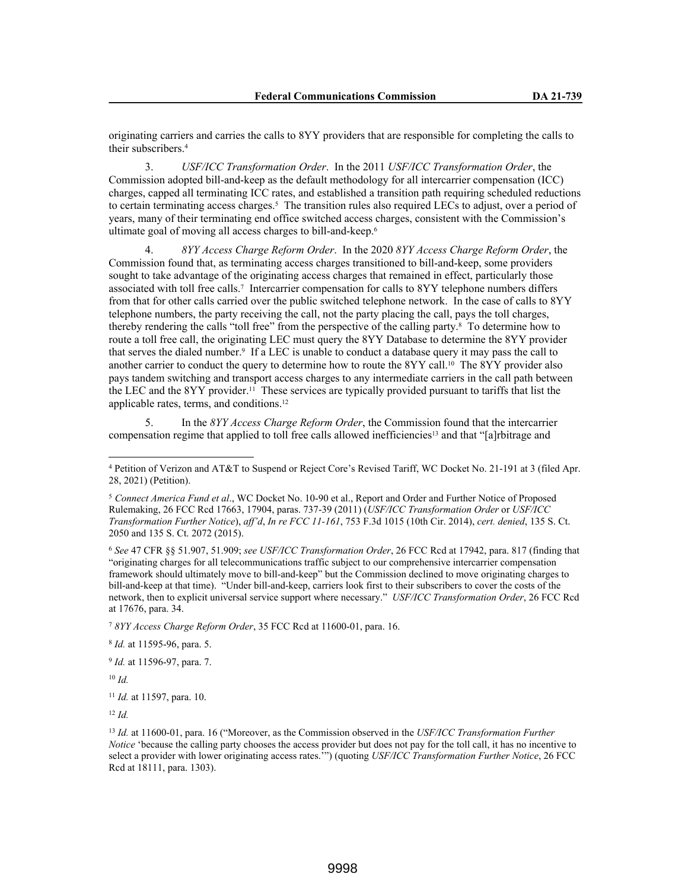originating carriers and carries the calls to 8YY providers that are responsible for completing the calls to their subscribers.[4]

3. *USF/ICC Transformation Order*. In the 2011 *USF/ICC Transformation Order*, the Commission adopted bill-and-keep as the default methodology for all intercarrier compensation (ICC) charges, capped all terminating ICC rates, and established a transition path requiring scheduled reductions to certain terminating access charges.[5] The transition rules also required LECs to adjust, over a period of years, many of their terminating end office switched access charges, consistent with the Commission's ultimate goal of moving all access charges to bill-and-keep.[6]

4. *8YY Access Charge Reform Order*. In the 2020 *8YY Access Charge Reform Order*, the Commission found that, as terminating access charges transitioned to bill-and-keep, some providers sought to take advantage of the originating access charges that remained in effect, particularly those associated with toll free calls.[7] Intercarrier compensation for calls to 8YY telephone numbers differs from that for other calls carried over the public switched telephone network. In the case of calls to 8YY telephone numbers, the party receiving the call, not the party placing the call, pays the toll charges, thereby rendering the calls "toll free" from the perspective of the calling party.[8] To determine how to route a toll free call, the originating LEC must query the 8YY Database to determine the 8YY provider that serves the dialed number.[9] If a LEC is unable to conduct a database query it may pass the call to another carrier to conduct the query to determine how to route the 8YY call.[10] The 8YY provider also pays tandem switching and transport access charges to any intermediate carriers in the call path between the LEC and the 8YY provider.[11] These services are typically provided pursuant to tariffs that list the applicable rates, terms, and conditions.[12]

5. In the *8YY Access Charge Reform Order*, the Commission found that the intercarrier compensation regime that applied to toll free calls allowed inefficiencies[13] and that "[a]rbitrage and

---

[4] Petition of Verizon and AT&T to Suspend or Reject Core's Revised Tariff, WC Docket No. 21-191 at 3 (filed Apr. 28, 2021) (Petition).

[5] *Connect America Fund et al*., WC Docket No. 10-90 et al., Report and Order and Further Notice of Proposed Rulemaking, 26 FCC Rcd 17663, 17904, paras. 737-39 (2011) (*USF/ICC Transformation Order* or *USF/ICC Transformation Further Notice*), *aff'd*, *In re FCC 11-161*, 753 F.3d 1015 (10th Cir. 2014), *cert. denied*, 135 S. Ct. 2050 and 135 S. Ct. 2072 (2015).

[6] *See* 47 CFR §§ 51.907, 51.909; *see USF/ICC Transformation Order*, 26 FCC Rcd at 17942, para. 817 (finding that "originating charges for all telecommunications traffic subject to our comprehensive intercarrier compensation framework should ultimately move to bill-and-keep" but the Commission declined to move originating charges to bill-and-keep at that time). "Under bill-and-keep, carriers look first to their subscribers to cover the costs of the network, then to explicit universal service support where necessary." *USF/ICC Transformation Order*, 26 FCC Rcd at 17676, para. 34.

[7] *8YY Access Charge Reform Order*, 35 FCC Rcd at 11600-01, para. 16.

[8] *Id.* at 11595-96, para. 5.

[9] *Id.* at 11596-97, para. 7.

[10] *Id.*

[11] *Id.* at 11597, para. 10.

[12] *Id.*

[13] *Id.* at 11600-01, para. 16 ("Moreover, as the Commission observed in the *USF/ICC Transformation Further Notice* 'because the calling party chooses the access provider but does not pay for the toll call, it has no incentive to select a provider with lower originating access rates.'") (quoting *USF/ICC Transformation Further Notice*, 26 FCC Rcd at 18111, para. 1303).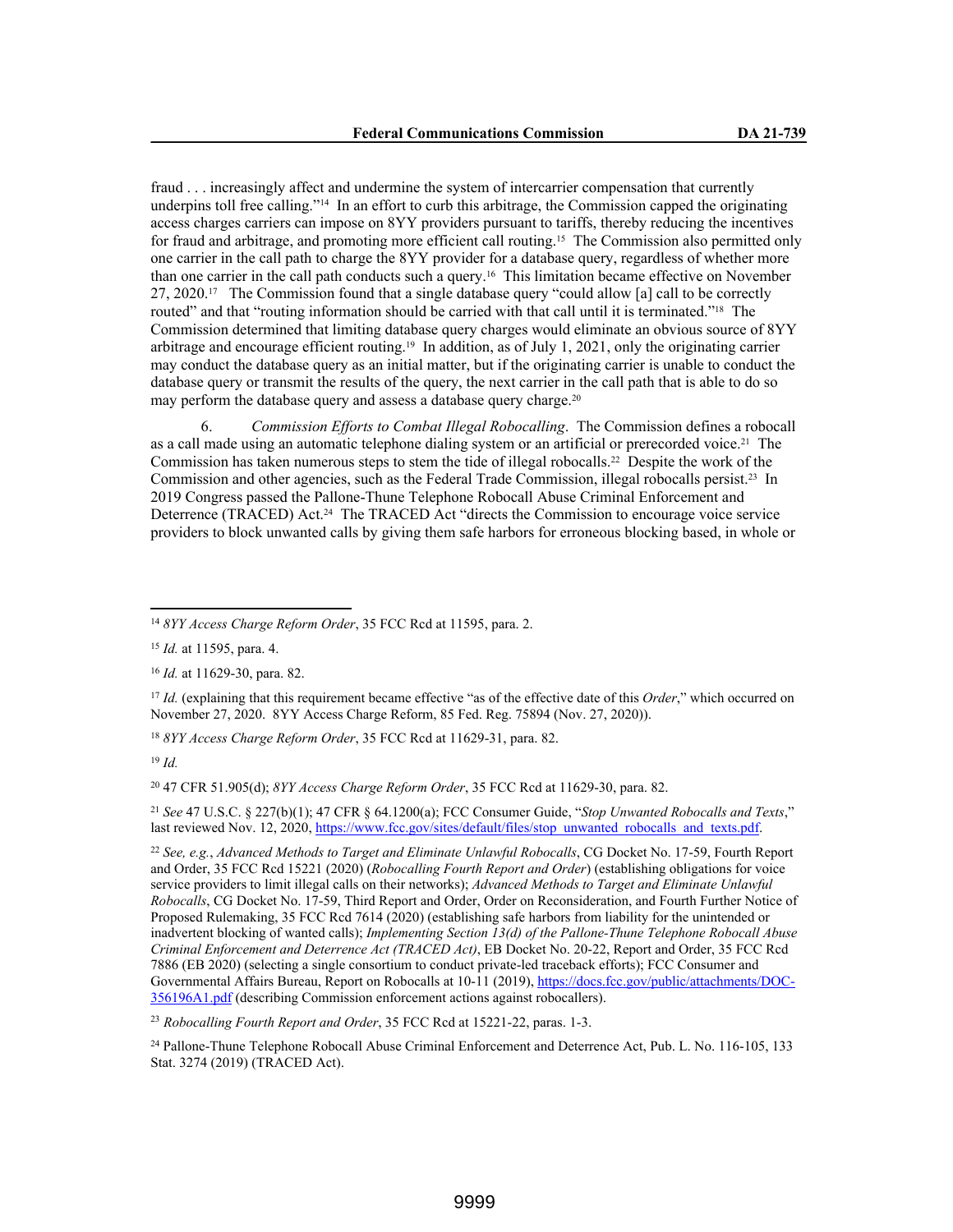fraud . . . increasingly affect and undermine the system of intercarrier compensation that currently underpins toll free calling."[14] In an effort to curb this arbitrage, the Commission capped the originating access charges carriers can impose on 8YY providers pursuant to tariffs, thereby reducing the incentives for fraud and arbitrage, and promoting more efficient call routing.[15] The Commission also permitted only one carrier in the call path to charge the 8YY provider for a database query, regardless of whether more than one carrier in the call path conducts such a query.[16] This limitation became effective on November 27, 2020.[17] The Commission found that a single database query "could allow [a] call to be correctly routed" and that "routing information should be carried with that call until it is terminated."[18] The Commission determined that limiting database query charges would eliminate an obvious source of 8YY arbitrage and encourage efficient routing.[19] In addition, as of July 1, 2021, only the originating carrier may conduct the database query as an initial matter, but if the originating carrier is unable to conduct the database query or transmit the results of the query, the next carrier in the call path that is able to do so may perform the database query and assess a database query charge.[20]

6. *Commission Efforts to Combat Illegal Robocalling*. The Commission defines a robocall as a call made using an automatic telephone dialing system or an artificial or prerecorded voice.[21] The Commission has taken numerous steps to stem the tide of illegal robocalls.[22] Despite the work of the Commission and other agencies, such as the Federal Trade Commission, illegal robocalls persist.[23] In 2019 Congress passed the Pallone-Thune Telephone Robocall Abuse Criminal Enforcement and Deterrence (TRACED) Act.[24] The TRACED Act "directs the Commission to encourage voice service providers to block unwanted calls by giving them safe harbors for erroneous blocking based, in whole or

---

[14] *8YY Access Charge Reform Order*, 35 FCC Rcd at 11595, para. 2.

[15] *Id.* at 11595, para. 4.

[16] *Id.* at 11629-30, para. 82.

[17] *Id.* (explaining that this requirement became effective "as of the effective date of this *Order*," which occurred on November 27, 2020. 8YY Access Charge Reform, 85 Fed. Reg. 75894 (Nov. 27, 2020)).

[18] *8YY Access Charge Reform Order*, 35 FCC Rcd at 11629-31, para. 82.

[19] *Id.*

[20] 47 CFR 51.905(d); *8YY Access Charge Reform Order*, 35 FCC Rcd at 11629-30, para. 82.

[21] *See* 47 U.S.C. § 227(b)(1); 47 CFR § 64.1200(a); FCC Consumer Guide, "*Stop Unwanted Robocalls and Texts*," last reviewed Nov. 12, 2020, https://www.fcc.gov/sites/default/files/stop_unwanted_robocalls_and_texts.pdf.

[22] *See, e.g.*, *Advanced Methods to Target and Eliminate Unlawful Robocalls*, CG Docket No. 17-59, Fourth Report and Order, 35 FCC Rcd 15221 (2020) (*Robocalling Fourth Report and Order*) (establishing obligations for voice service providers to limit illegal calls on their networks); *Advanced Methods to Target and Eliminate Unlawful Robocalls*, CG Docket No. 17-59, Third Report and Order, Order on Reconsideration, and Fourth Further Notice of Proposed Rulemaking, 35 FCC Rcd 7614 (2020) (establishing safe harbors from liability for the unintended or inadvertent blocking of wanted calls); *Implementing Section 13(d) of the Pallone-Thune Telephone Robocall Abuse Criminal Enforcement and Deterrence Act (TRACED Act)*, EB Docket No. 20-22, Report and Order, 35 FCC Rcd 7886 (EB 2020) (selecting a single consortium to conduct private-led traceback efforts); FCC Consumer and Governmental Affairs Bureau, Report on Robocalls at 10-11 (2019), https://docs.fcc.gov/public/attachments/DOC-356196A1.pdf (describing Commission enforcement actions against robocallers).

[23] *Robocalling Fourth Report and Order*, 35 FCC Rcd at 15221-22, paras. 1-3.

[24] Pallone-Thune Telephone Robocall Abuse Criminal Enforcement and Deterrence Act, Pub. L. No. 116-105, 133 Stat. 3274 (2019) (TRACED Act).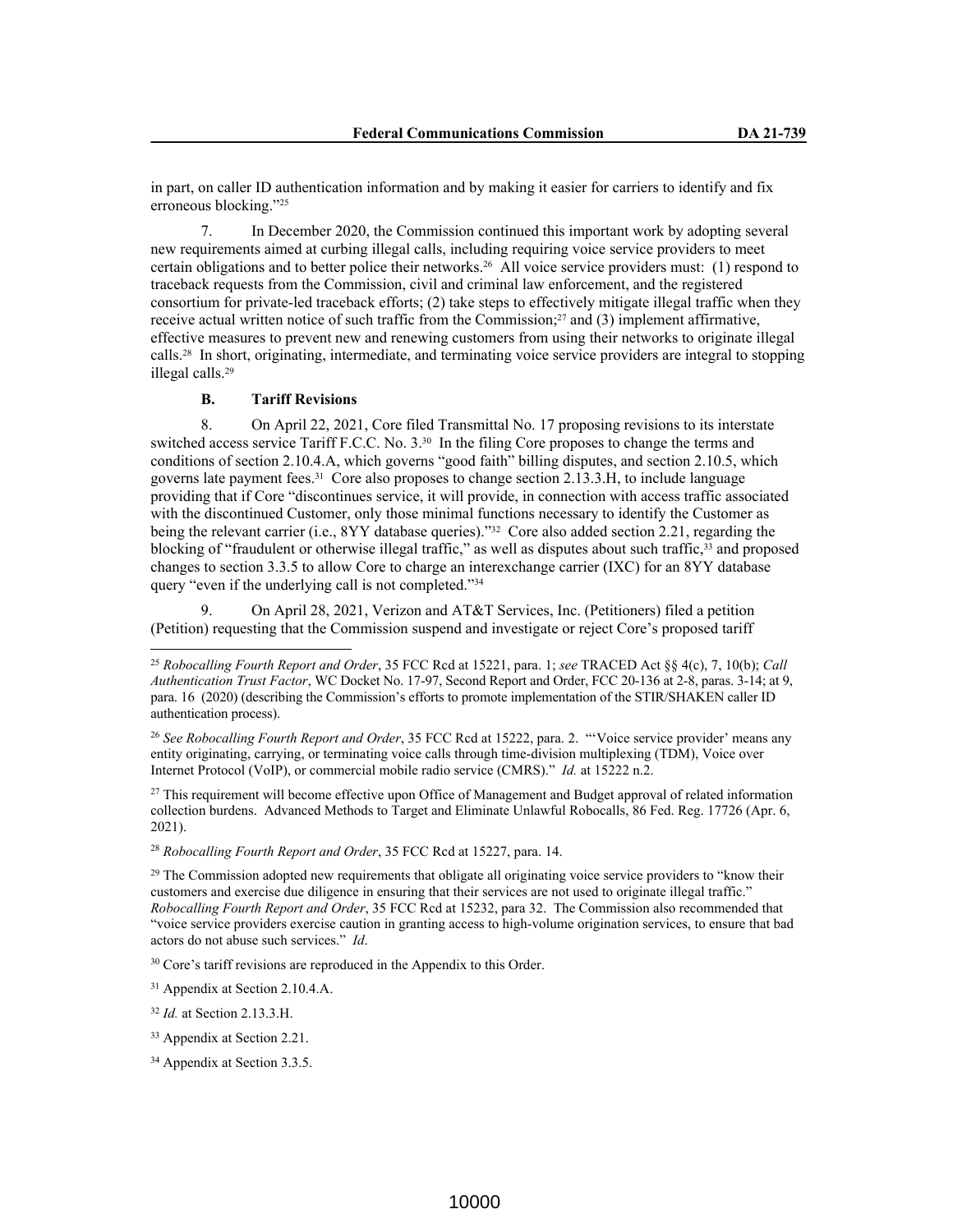in part, on caller ID authentication information and by making it easier for carriers to identify and fix erroneous blocking."[25]

7. In December 2020, the Commission continued this important work by adopting several new requirements aimed at curbing illegal calls, including requiring voice service providers to meet certain obligations and to better police their networks.[26] All voice service providers must: (1) respond to traceback requests from the Commission, civil and criminal law enforcement, and the registered consortium for private-led traceback efforts; (2) take steps to effectively mitigate illegal traffic when they receive actual written notice of such traffic from the Commission;[27] and (3) implement affirmative, effective measures to prevent new and renewing customers from using their networks to originate illegal calls.[28] In short, originating, intermediate, and terminating voice service providers are integral to stopping illegal calls.[29]

### B. Tariff Revisions

8. On April 22, 2021, Core filed Transmittal No. 17 proposing revisions to its interstate switched access service Tariff F.C.C. No. 3.[30] In the filing Core proposes to change the terms and conditions of section 2.10.4.A, which governs "good faith" billing disputes, and section 2.10.5, which governs late payment fees.[31] Core also proposes to change section 2.13.3.H, to include language providing that if Core "discontinues service, it will provide, in connection with access traffic associated with the discontinued Customer, only those minimal functions necessary to identify the Customer as being the relevant carrier (i.e., 8YY database queries)."[32] Core also added section 2.21, regarding the blocking of "fraudulent or otherwise illegal traffic," as well as disputes about such traffic,[33] and proposed changes to section 3.3.5 to allow Core to charge an interexchange carrier (IXC) for an 8YY database query "even if the underlying call is not completed."[34]

9. On April 28, 2021, Verizon and AT&T Services, Inc. (Petitioners) filed a petition (Petition) requesting that the Commission suspend and investigate or reject Core's proposed tariff

---

[25] *Robocalling Fourth Report and Order*, 35 FCC Rcd at 15221, para. 1; *see* TRACED Act §§ 4(c), 7, 10(b); *Call Authentication Trust Factor*, WC Docket No. 17-97, Second Report and Order, FCC 20-136 at 2-8, paras. 3-14; at 9, para. 16 (2020) (describing the Commission's efforts to promote implementation of the STIR/SHAKEN caller ID authentication process).

[26] *See Robocalling Fourth Report and Order*, 35 FCC Rcd at 15222, para. 2. "'Voice service provider' means any entity originating, carrying, or terminating voice calls through time-division multiplexing (TDM), Voice over Internet Protocol (VoIP), or commercial mobile radio service (CMRS)." *Id.* at 15222 n.2.

[27] This requirement will become effective upon Office of Management and Budget approval of related information collection burdens. Advanced Methods to Target and Eliminate Unlawful Robocalls, 86 Fed. Reg. 17726 (Apr. 6, 2021).

[28] *Robocalling Fourth Report and Order*, 35 FCC Rcd at 15227, para. 14.

[29] The Commission adopted new requirements that obligate all originating voice service providers to "know their customers and exercise due diligence in ensuring that their services are not used to originate illegal traffic." *Robocalling Fourth Report and Order*, 35 FCC Rcd at 15232, para 32. The Commission also recommended that "voice service providers exercise caution in granting access to high-volume origination services, to ensure that bad actors do not abuse such services." *Id*.

[30] Core's tariff revisions are reproduced in the Appendix to this Order.

[31] Appendix at Section 2.10.4.A.

[32] *Id.* at Section 2.13.3.H.

[33] Appendix at Section 2.21.

[34] Appendix at Section 3.3.5.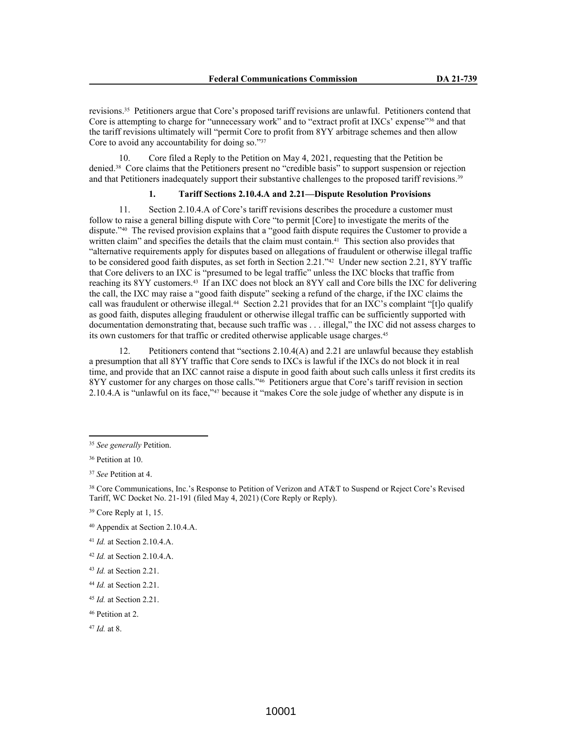revisions.[35] Petitioners argue that Core's proposed tariff revisions are unlawful. Petitioners contend that Core is attempting to charge for "unnecessary work" and to "extract profit at IXCs' expense"[36] and that the tariff revisions ultimately will "permit Core to profit from 8YY arbitrage schemes and then allow Core to avoid any accountability for doing so."[37]

10. Core filed a Reply to the Petition on May 4, 2021, requesting that the Petition be denied.[38] Core claims that the Petitioners present no "credible basis" to support suspension or rejection and that Petitioners inadequately support their substantive challenges to the proposed tariff revisions.[39]

#### 1. Tariff Sections 2.10.4.A and 2.21—Dispute Resolution Provisions

11. Section 2.10.4.A of Core's tariff revisions describes the procedure a customer must follow to raise a general billing dispute with Core "to permit [Core] to investigate the merits of the dispute."[40] The revised provision explains that a "good faith dispute requires the Customer to provide a written claim" and specifies the details that the claim must contain.[41] This section also provides that "alternative requirements apply for disputes based on allegations of fraudulent or otherwise illegal traffic to be considered good faith disputes, as set forth in Section 2.21."[42] Under new section 2.21, 8YY traffic that Core delivers to an IXC is "presumed to be legal traffic" unless the IXC blocks that traffic from reaching its 8YY customers.[43] If an IXC does not block an 8YY call and Core bills the IXC for delivering the call, the IXC may raise a "good faith dispute" seeking a refund of the charge, if the IXC claims the call was fraudulent or otherwise illegal.[44] Section 2.21 provides that for an IXC's complaint "[t]o qualify as good faith, disputes alleging fraudulent or otherwise illegal traffic can be sufficiently supported with documentation demonstrating that, because such traffic was . . . illegal," the IXC did not assess charges to its own customers for that traffic or credited otherwise applicable usage charges.[45]

12. Petitioners contend that "sections 2.10.4(A) and 2.21 are unlawful because they establish a presumption that all 8YY traffic that Core sends to IXCs is lawful if the IXCs do not block it in real time, and provide that an IXC cannot raise a dispute in good faith about such calls unless it first credits its 8YY customer for any charges on those calls."[46] Petitioners argue that Core's tariff revision in section 2.10.4.A is "unlawful on its face,"[47] because it "makes Core the sole judge of whether any dispute is in

---

[35] *See generally* Petition.

[36] Petition at 10.

[37] *See* Petition at 4.

[38] Core Communications, Inc.'s Response to Petition of Verizon and AT&T to Suspend or Reject Core's Revised Tariff, WC Docket No. 21-191 (filed May 4, 2021) (Core Reply or Reply).

[39] Core Reply at 1, 15.

[40] Appendix at Section 2.10.4.A.

[41] *Id.* at Section 2.10.4.A.

[42] *Id.* at Section 2.10.4.A.

[43] *Id.* at Section 2.21.

[44] *Id.* at Section 2.21.

[45] *Id.* at Section 2.21.

[46] Petition at 2.

[47] *Id.* at 8.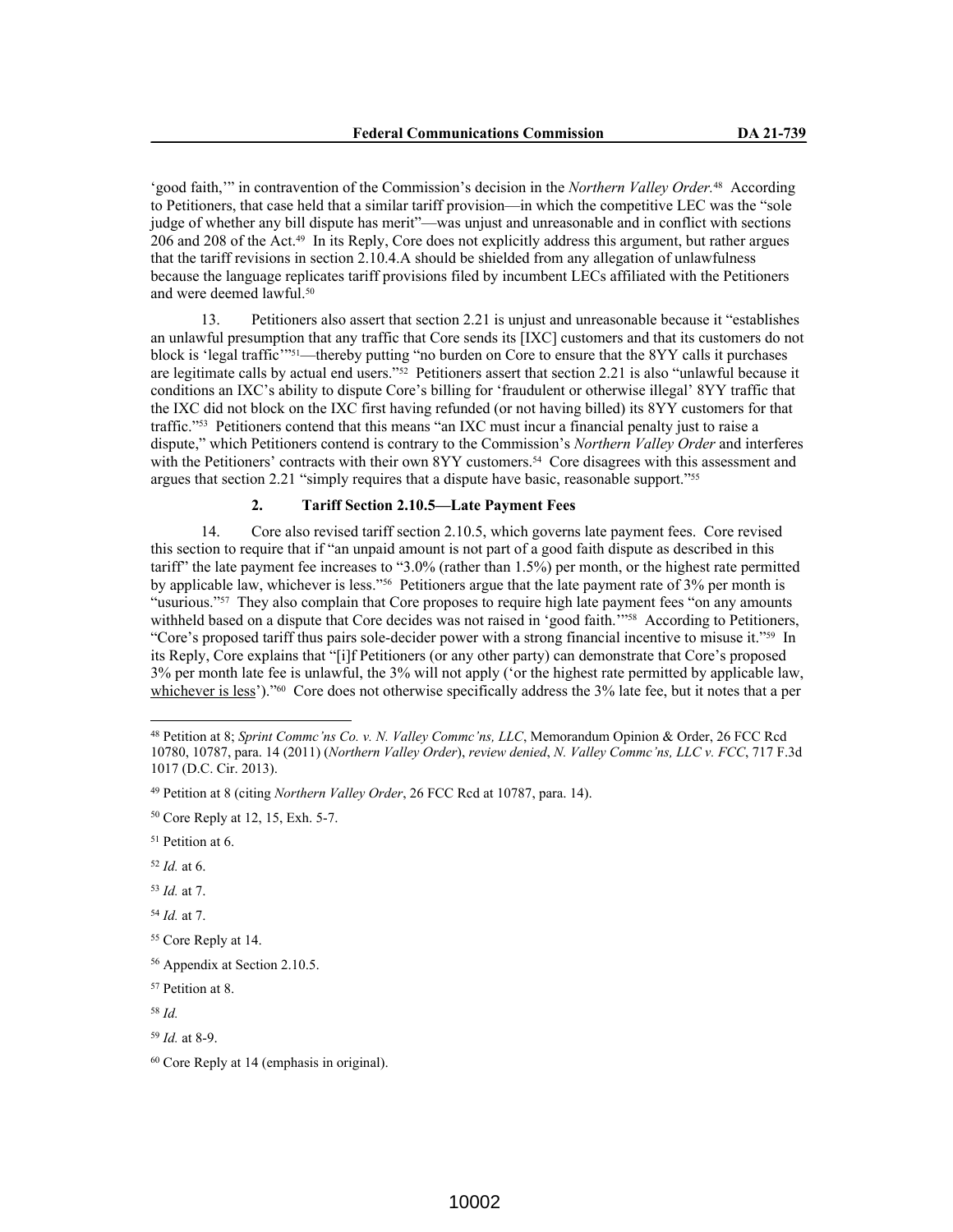'good faith,'" in contravention of the Commission's decision in the *Northern Valley Order*.[48] According to Petitioners, that case held that a similar tariff provision—in which the competitive LEC was the "sole judge of whether any bill dispute has merit"—was unjust and unreasonable and in conflict with sections 206 and 208 of the Act.[49] In its Reply, Core does not explicitly address this argument, but rather argues that the tariff revisions in section 2.10.4.A should be shielded from any allegation of unlawfulness because the language replicates tariff provisions filed by incumbent LECs affiliated with the Petitioners and were deemed lawful.[50]

13. Petitioners also assert that section 2.21 is unjust and unreasonable because it "establishes an unlawful presumption that any traffic that Core sends its [IXC] customers and that its customers do not block is 'legal traffic'"[51]—thereby putting "no burden on Core to ensure that the 8YY calls it purchases are legitimate calls by actual end users."[52] Petitioners assert that section 2.21 is also "unlawful because it conditions an IXC's ability to dispute Core's billing for 'fraudulent or otherwise illegal' 8YY traffic that the IXC did not block on the IXC first having refunded (or not having billed) its 8YY customers for that traffic."[53] Petitioners contend that this means "an IXC must incur a financial penalty just to raise a dispute," which Petitioners contend is contrary to the Commission's *Northern Valley Order* and interferes with the Petitioners' contracts with their own 8YY customers.[54] Core disagrees with this assessment and argues that section 2.21 "simply requires that a dispute have basic, reasonable support."[55]

### 2. Tariff Section 2.10.5—Late Payment Fees

14. Core also revised tariff section 2.10.5, which governs late payment fees. Core revised this section to require that if "an unpaid amount is not part of a good faith dispute as described in this tariff" the late payment fee increases to "3.0% (rather than 1.5%) per month, or the highest rate permitted by applicable law, whichever is less."[56] Petitioners argue that the late payment rate of 3% per month is "usurious."[57] They also complain that Core proposes to require high late payment fees "on any amounts withheld based on a dispute that Core decides was not raised in 'good faith.'"[58] According to Petitioners, "Core's proposed tariff thus pairs sole-decider power with a strong financial incentive to misuse it."[59] In its Reply, Core explains that "[i]f Petitioners (or any other party) can demonstrate that Core's proposed 3% per month late fee is unlawful, the 3% will not apply ('or the highest rate permitted by applicable law, <u>whichever is less</u>')."[60] Core does not otherwise specifically address the 3% late fee, but it notes that a per

---

[48] Petition at 8; *Sprint Commc'ns Co. v. N. Valley Commc'ns, LLC*, Memorandum Opinion & Order, 26 FCC Rcd 10780, 10787, para. 14 (2011) (*Northern Valley Order*), *review denied*, *N. Valley Commc'ns, LLC v. FCC*, 717 F.3d 1017 (D.C. Cir. 2013).

[49] Petition at 8 (citing *Northern Valley Order*, 26 FCC Rcd at 10787, para. 14).

[50] Core Reply at 12, 15, Exh. 5-7.

[51] Petition at 6.

[52] *Id.* at 6.

[53] *Id.* at 7.

[54] *Id.* at 7.

[55] Core Reply at 14.

[56] Appendix at Section 2.10.5.

[57] Petition at 8.

[58] *Id.*

[59] *Id.* at 8-9.

[60] Core Reply at 14 (emphasis in original).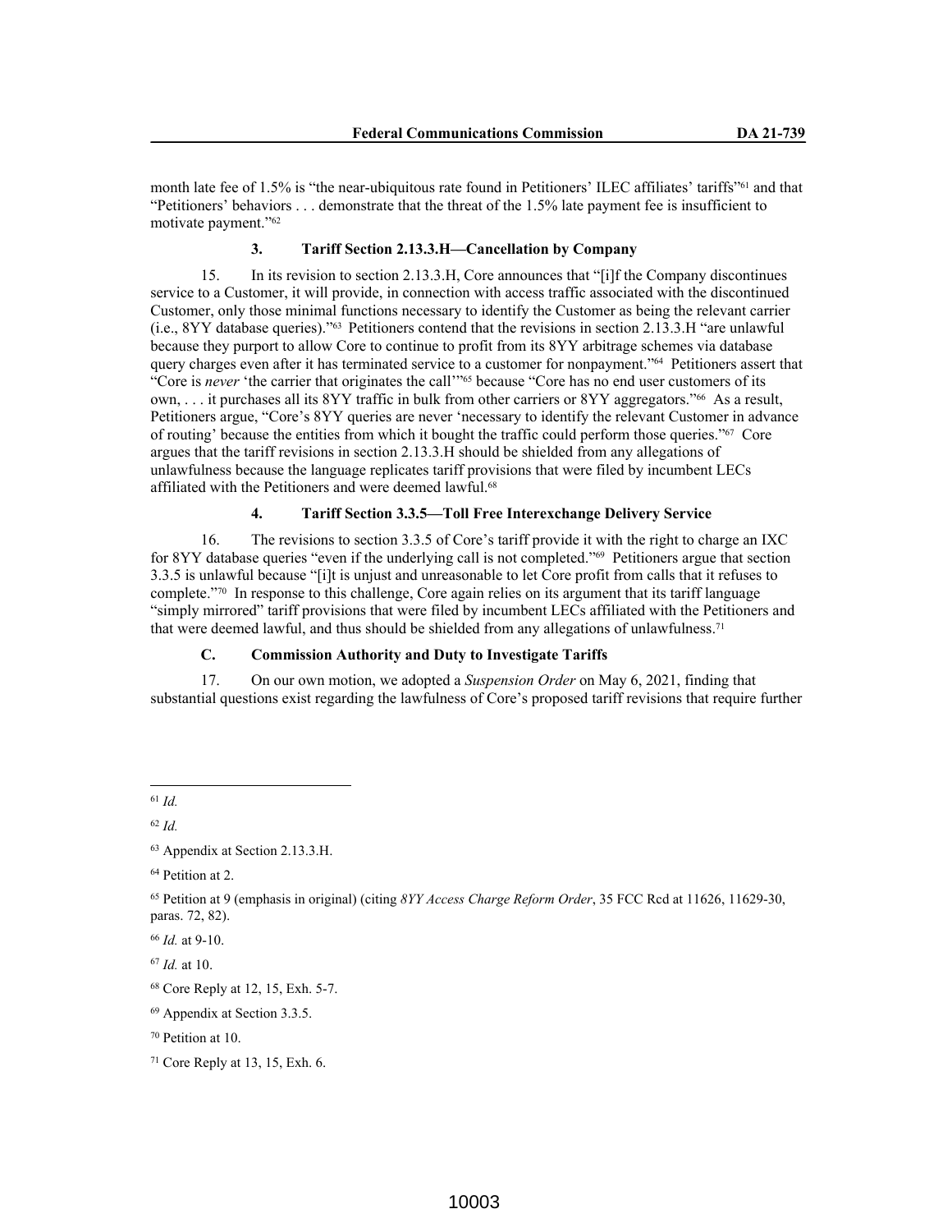month late fee of 1.5% is "the near-ubiquitous rate found in Petitioners' ILEC affiliates' tariffs"[61] and that "Petitioners' behaviors . . . demonstrate that the threat of the 1.5% late payment fee is insufficient to motivate payment."[62]

### 3. Tariff Section 2.13.3.H—Cancellation by Company

15. In its revision to section 2.13.3.H, Core announces that "[i]f the Company discontinues service to a Customer, it will provide, in connection with access traffic associated with the discontinued Customer, only those minimal functions necessary to identify the Customer as being the relevant carrier (i.e., 8YY database queries)."[63] Petitioners contend that the revisions in section 2.13.3.H "are unlawful because they purport to allow Core to continue to profit from its 8YY arbitrage schemes via database query charges even after it has terminated service to a customer for nonpayment."[64] Petitioners assert that "Core is *never* 'the carrier that originates the call'"[65] because "Core has no end user customers of its own, . . . it purchases all its 8YY traffic in bulk from other carriers or 8YY aggregators."[66] As a result, Petitioners argue, "Core's 8YY queries are never 'necessary to identify the relevant Customer in advance of routing' because the entities from which it bought the traffic could perform those queries."[67] Core argues that the tariff revisions in section 2.13.3.H should be shielded from any allegations of unlawfulness because the language replicates tariff provisions that were filed by incumbent LECs affiliated with the Petitioners and were deemed lawful.[68]

### 4. Tariff Section 3.3.5—Toll Free Interexchange Delivery Service

16. The revisions to section 3.3.5 of Core's tariff provide it with the right to charge an IXC for 8YY database queries "even if the underlying call is not completed."[69] Petitioners argue that section 3.3.5 is unlawful because "[i]t is unjust and unreasonable to let Core profit from calls that it refuses to complete."[70] In response to this challenge, Core again relies on its argument that its tariff language "simply mirrored" tariff provisions that were filed by incumbent LECs affiliated with the Petitioners and that were deemed lawful, and thus should be shielded from any allegations of unlawfulness.[71]

## C. Commission Authority and Duty to Investigate Tariffs

17. On our own motion, we adopted a *Suspension Order* on May 6, 2021, finding that substantial questions exist regarding the lawfulness of Core's proposed tariff revisions that require further

---

[61] *Id.*

[62] *Id.*

[63] Appendix at Section 2.13.3.H.

[64] Petition at 2.

[65] Petition at 9 (emphasis in original) (citing *8YY Access Charge Reform Order*, 35 FCC Rcd at 11626, 11629-30, paras. 72, 82).

[66] *Id.* at 9-10.

[67] *Id.* at 10.

[68] Core Reply at 12, 15, Exh. 5-7.

[69] Appendix at Section 3.3.5.

[70] Petition at 10.

[71] Core Reply at 13, 15, Exh. 6.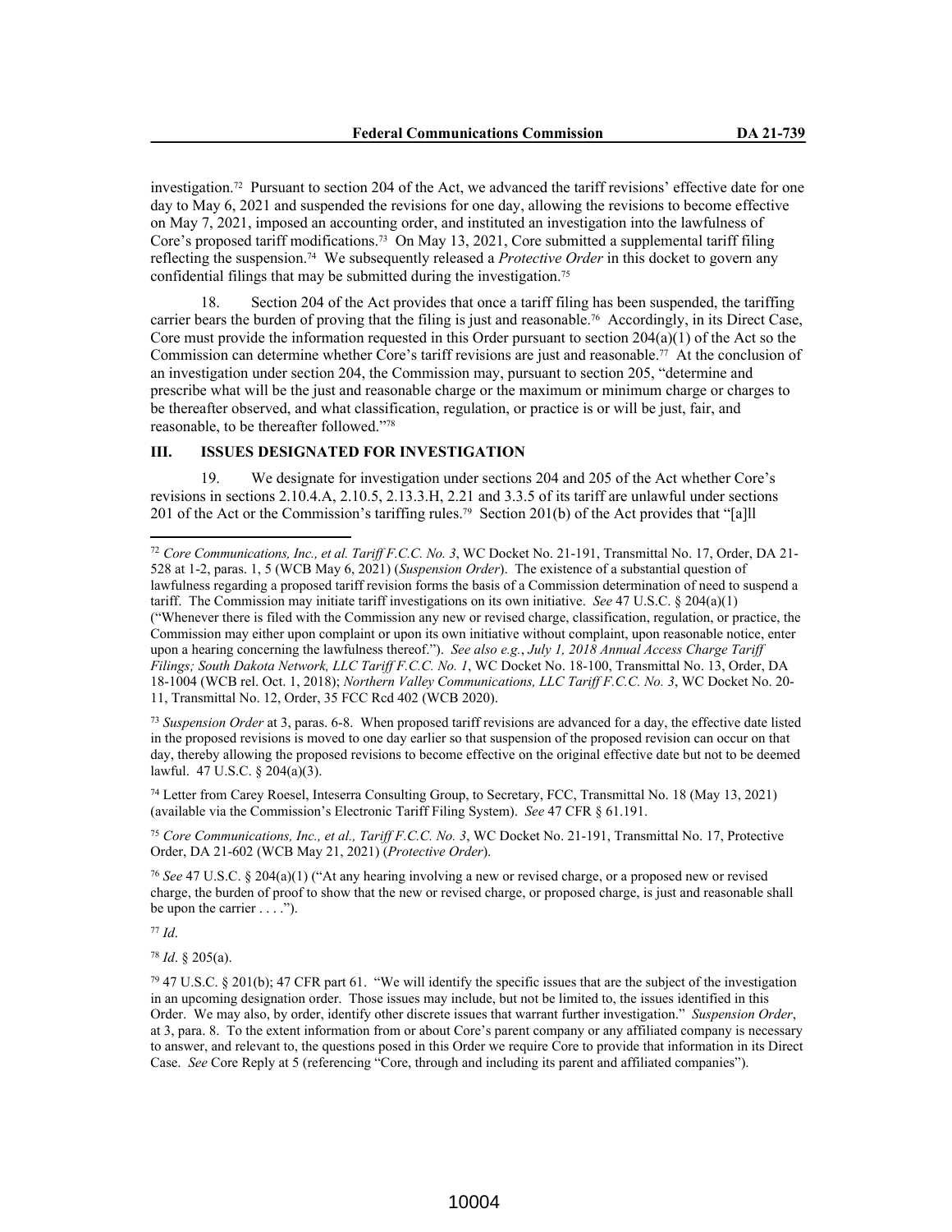investigation.[72] Pursuant to section 204 of the Act, we advanced the tariff revisions' effective date for one day to May 6, 2021 and suspended the revisions for one day, allowing the revisions to become effective on May 7, 2021, imposed an accounting order, and instituted an investigation into the lawfulness of Core's proposed tariff modifications.[73] On May 13, 2021, Core submitted a supplemental tariff filing reflecting the suspension.[74] We subsequently released a *Protective Order* in this docket to govern any confidential filings that may be submitted during the investigation.[75]

18. Section 204 of the Act provides that once a tariff filing has been suspended, the tariffing carrier bears the burden of proving that the filing is just and reasonable.[76] Accordingly, in its Direct Case, Core must provide the information requested in this Order pursuant to section 204(a)(1) of the Act so the Commission can determine whether Core's tariff revisions are just and reasonable.[77] At the conclusion of an investigation under section 204, the Commission may, pursuant to section 205, "determine and prescribe what will be the just and reasonable charge or the maximum or minimum charge or charges to be thereafter observed, and what classification, regulation, or practice is or will be just, fair, and reasonable, to be thereafter followed."[78]

## III. ISSUES DESIGNATED FOR INVESTIGATION

19. We designate for investigation under sections 204 and 205 of the Act whether Core's revisions in sections 2.10.4.A, 2.10.5, 2.13.3.H, 2.21 and 3.3.5 of its tariff are unlawful under sections 201 of the Act or the Commission's tariffing rules.[79] Section 201(b) of the Act provides that "[a]ll

---

[72] *Core Communications, Inc., et al. Tariff F.C.C. No. 3*, WC Docket No. 21-191, Transmittal No. 17, Order, DA 21-528 at 1-2, paras. 1, 5 (WCB May 6, 2021) (*Suspension Order*). The existence of a substantial question of lawfulness regarding a proposed tariff revision forms the basis of a Commission determination of need to suspend a tariff. The Commission may initiate tariff investigations on its own initiative. *See* 47 U.S.C. § 204(a)(1) ("Whenever there is filed with the Commission any new or revised charge, classification, regulation, or practice, the Commission may either upon complaint or upon its own initiative without complaint, upon reasonable notice, enter upon a hearing concerning the lawfulness thereof."). *See also e.g.*, *July 1, 2018 Annual Access Charge Tariff Filings; South Dakota Network, LLC Tariff F.C.C. No. 1*, WC Docket No. 18-100, Transmittal No. 13, Order, DA 18-1004 (WCB rel. Oct. 1, 2018); *Northern Valley Communications, LLC Tariff F.C.C. No. 3*, WC Docket No. 20-11, Transmittal No. 12, Order, 35 FCC Rcd 402 (WCB 2020).

[73] *Suspension Order* at 3, paras. 6-8. When proposed tariff revisions are advanced for a day, the effective date listed in the proposed revisions is moved to one day earlier so that suspension of the proposed revision can occur on that day, thereby allowing the proposed revisions to become effective on the original effective date but not to be deemed lawful. 47 U.S.C. § 204(a)(3).

[74] Letter from Carey Roesel, Inteserra Consulting Group, to Secretary, FCC, Transmittal No. 18 (May 13, 2021) (available via the Commission's Electronic Tariff Filing System). *See* 47 CFR § 61.191.

[75] *Core Communications, Inc., et al., Tariff F.C.C. No. 3*, WC Docket No. 21-191, Transmittal No. 17, Protective Order, DA 21-602 (WCB May 21, 2021) (*Protective Order*).

[76] *See* 47 U.S.C. § 204(a)(1) ("At any hearing involving a new or revised charge, or a proposed new or revised charge, the burden of proof to show that the new or revised charge, or proposed charge, is just and reasonable shall be upon the carrier . . . .").

[77] *Id*.

[78] *Id*. § 205(a).

[79] 47 U.S.C. § 201(b); 47 CFR part 61. "We will identify the specific issues that are the subject of the investigation in an upcoming designation order. Those issues may include, but not be limited to, the issues identified in this Order. We may also, by order, identify other discrete issues that warrant further investigation." *Suspension Order*, at 3, para. 8. To the extent information from or about Core's parent company or any affiliated company is necessary to answer, and relevant to, the questions posed in this Order we require Core to provide that information in its Direct Case. *See* Core Reply at 5 (referencing "Core, through and including its parent and affiliated companies").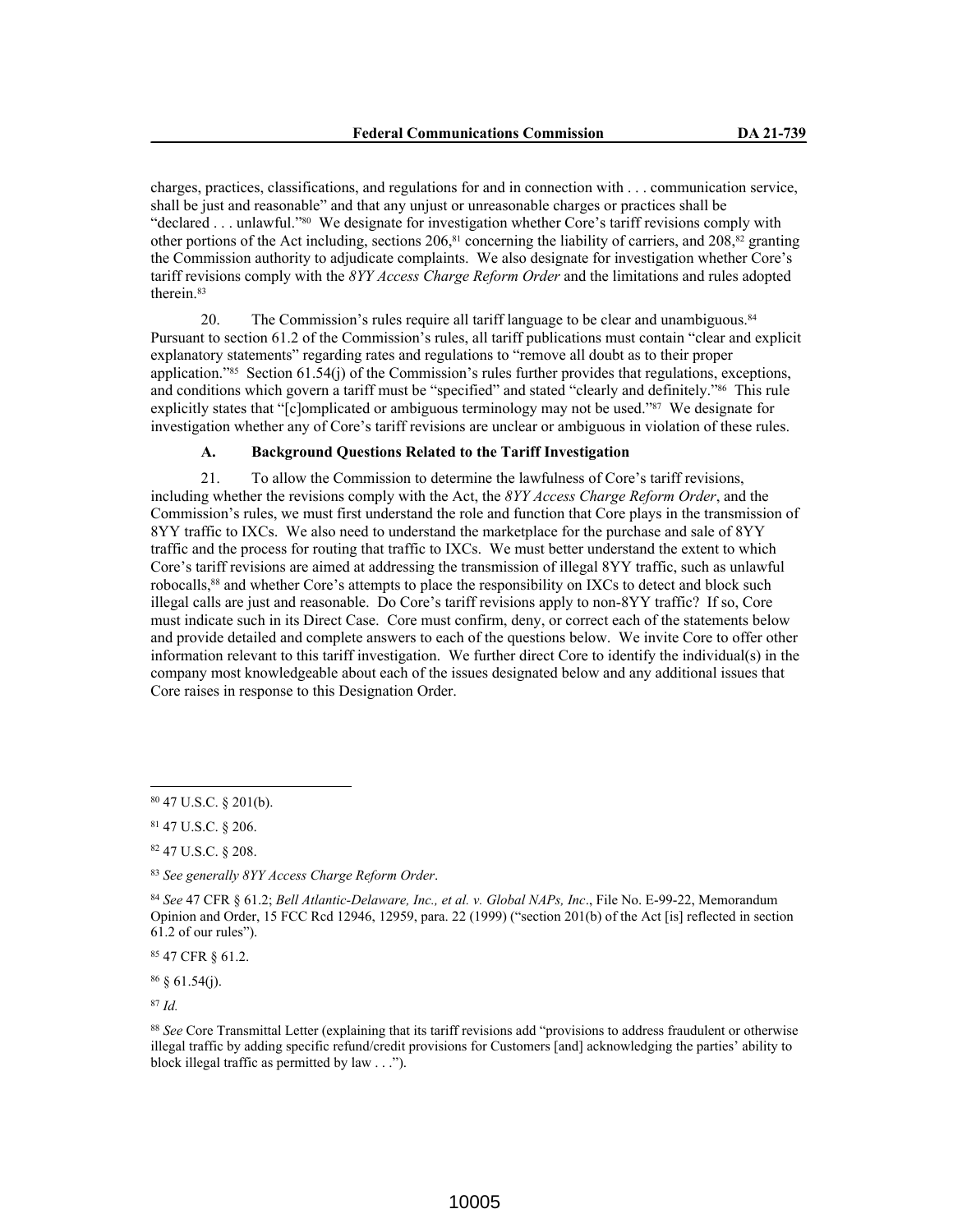charges, practices, classifications, and regulations for and in connection with . . . communication service, shall be just and reasonable" and that any unjust or unreasonable charges or practices shall be "declared . . . unlawful."[80] We designate for investigation whether Core's tariff revisions comply with other portions of the Act including, sections 206,[81] concerning the liability of carriers, and 208,[82] granting the Commission authority to adjudicate complaints. We also designate for investigation whether Core's tariff revisions comply with the *8YY Access Charge Reform Order* and the limitations and rules adopted therein.[83]

20. The Commission's rules require all tariff language to be clear and unambiguous.[84] Pursuant to section 61.2 of the Commission's rules, all tariff publications must contain "clear and explicit explanatory statements" regarding rates and regulations to "remove all doubt as to their proper application."[85] Section 61.54(j) of the Commission's rules further provides that regulations, exceptions, and conditions which govern a tariff must be "specified" and stated "clearly and definitely."[86] This rule explicitly states that "[c]omplicated or ambiguous terminology may not be used."[87] We designate for investigation whether any of Core's tariff revisions are unclear or ambiguous in violation of these rules.

### A. Background Questions Related to the Tariff Investigation

21. To allow the Commission to determine the lawfulness of Core's tariff revisions, including whether the revisions comply with the Act, the *8YY Access Charge Reform Order*, and the Commission's rules, we must first understand the role and function that Core plays in the transmission of 8YY traffic to IXCs. We also need to understand the marketplace for the purchase and sale of 8YY traffic and the process for routing that traffic to IXCs. We must better understand the extent to which Core's tariff revisions are aimed at addressing the transmission of illegal 8YY traffic, such as unlawful robocalls,[88] and whether Core's attempts to place the responsibility on IXCs to detect and block such illegal calls are just and reasonable. Do Core's tariff revisions apply to non-8YY traffic? If so, Core must indicate such in its Direct Case. Core must confirm, deny, or correct each of the statements below and provide detailed and complete answers to each of the questions below. We invite Core to offer other information relevant to this tariff investigation. We further direct Core to identify the individual(s) in the company most knowledgeable about each of the issues designated below and any additional issues that Core raises in response to this Designation Order.

---

[80] 47 U.S.C. § 201(b).

[81] 47 U.S.C. § 206.

[82] 47 U.S.C. § 208.

[83] *See generally 8YY Access Charge Reform Order*.

[84] *See* 47 CFR § 61.2; *Bell Atlantic-Delaware, Inc., et al. v. Global NAPs, Inc*., File No. E-99-22, Memorandum Opinion and Order, 15 FCC Rcd 12946, 12959, para. 22 (1999) ("section 201(b) of the Act [is] reflected in section 61.2 of our rules").

[85] 47 CFR § 61.2.

[86] § 61.54(j).

[87] *Id.*

[88] *See* Core Transmittal Letter (explaining that its tariff revisions add "provisions to address fraudulent or otherwise illegal traffic by adding specific refund/credit provisions for Customers [and] acknowledging the parties' ability to block illegal traffic as permitted by law . . .").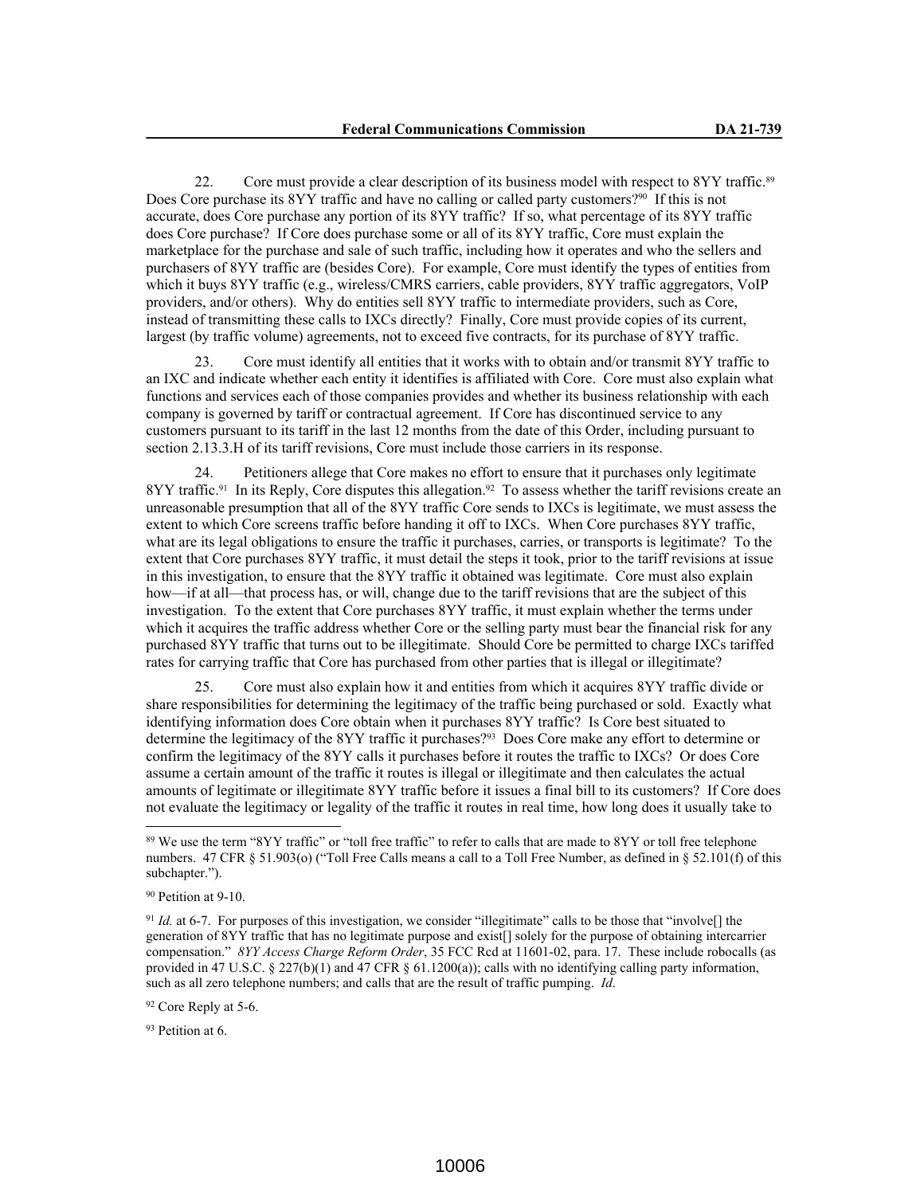22. Core must provide a clear description of its business model with respect to 8YY traffic.[89] Does Core purchase its 8YY traffic and have no calling or called party customers?[90] If this is not accurate, does Core purchase any portion of its 8YY traffic? If so, what percentage of its 8YY traffic does Core purchase? If Core does purchase some or all of its 8YY traffic, Core must explain the marketplace for the purchase and sale of such traffic, including how it operates and who the sellers and purchasers of 8YY traffic are (besides Core). For example, Core must identify the types of entities from which it buys 8YY traffic (e.g., wireless/CMRS carriers, cable providers, 8YY traffic aggregators, VoIP providers, and/or others). Why do entities sell 8YY traffic to intermediate providers, such as Core, instead of transmitting these calls to IXCs directly? Finally, Core must provide copies of its current, largest (by traffic volume) agreements, not to exceed five contracts, for its purchase of 8YY traffic.

23. Core must identify all entities that it works with to obtain and/or transmit 8YY traffic to an IXC and indicate whether each entity it identifies is affiliated with Core. Core must also explain what functions and services each of those companies provides and whether its business relationship with each company is governed by tariff or contractual agreement. If Core has discontinued service to any customers pursuant to its tariff in the last 12 months from the date of this Order, including pursuant to section 2.13.3.H of its tariff revisions, Core must include those carriers in its response.

24. Petitioners allege that Core makes no effort to ensure that it purchases only legitimate 8YY traffic.[91] In its Reply, Core disputes this allegation.[92] To assess whether the tariff revisions create an unreasonable presumption that all of the 8YY traffic Core sends to IXCs is legitimate, we must assess the extent to which Core screens traffic before handing it off to IXCs. When Core purchases 8YY traffic, what are its legal obligations to ensure the traffic it purchases, carries, or transports is legitimate? To the extent that Core purchases 8YY traffic, it must detail the steps it took, prior to the tariff revisions at issue in this investigation, to ensure that the 8YY traffic it obtained was legitimate. Core must also explain how—if at all—that process has, or will, change due to the tariff revisions that are the subject of this investigation. To the extent that Core purchases 8YY traffic, it must explain whether the terms under which it acquires the traffic address whether Core or the selling party must bear the financial risk for any purchased 8YY traffic that turns out to be illegitimate. Should Core be permitted to charge IXCs tariffed rates for carrying traffic that Core has purchased from other parties that is illegal or illegitimate?

25. Core must also explain how it and entities from which it acquires 8YY traffic divide or share responsibilities for determining the legitimacy of the traffic being purchased or sold. Exactly what identifying information does Core obtain when it purchases 8YY traffic? Is Core best situated to determine the legitimacy of the 8YY traffic it purchases?[93] Does Core make any effort to determine or confirm the legitimacy of the 8YY calls it purchases before it routes the traffic to IXCs? Or does Core assume a certain amount of the traffic it routes is illegal or illegitimate and then calculates the actual amounts of legitimate or illegitimate 8YY traffic before it issues a final bill to its customers? If Core does not evaluate the legitimacy or legality of the traffic it routes in real time, how long does it usually take to

---

[89] We use the term "8YY traffic" or "toll free traffic" to refer to calls that are made to 8YY or toll free telephone numbers. 47 CFR § 51.903(o) ("Toll Free Calls means a call to a Toll Free Number, as defined in § 52.101(f) of this subchapter.").

[90] Petition at 9-10.

[91] *Id.* at 6-7. For purposes of this investigation, we consider "illegitimate" calls to be those that "involve[] the generation of 8YY traffic that has no legitimate purpose and exist[] solely for the purpose of obtaining intercarrier compensation." *8YY Access Charge Reform Order*, 35 FCC Rcd at 11601-02, para. 17. These include robocalls (as provided in 47 U.S.C. § 227(b)(1) and 47 CFR § 61.1200(a)); calls with no identifying calling party information, such as all zero telephone numbers; and calls that are the result of traffic pumping. *Id*.

[92] Core Reply at 5-6.

[93] Petition at 6.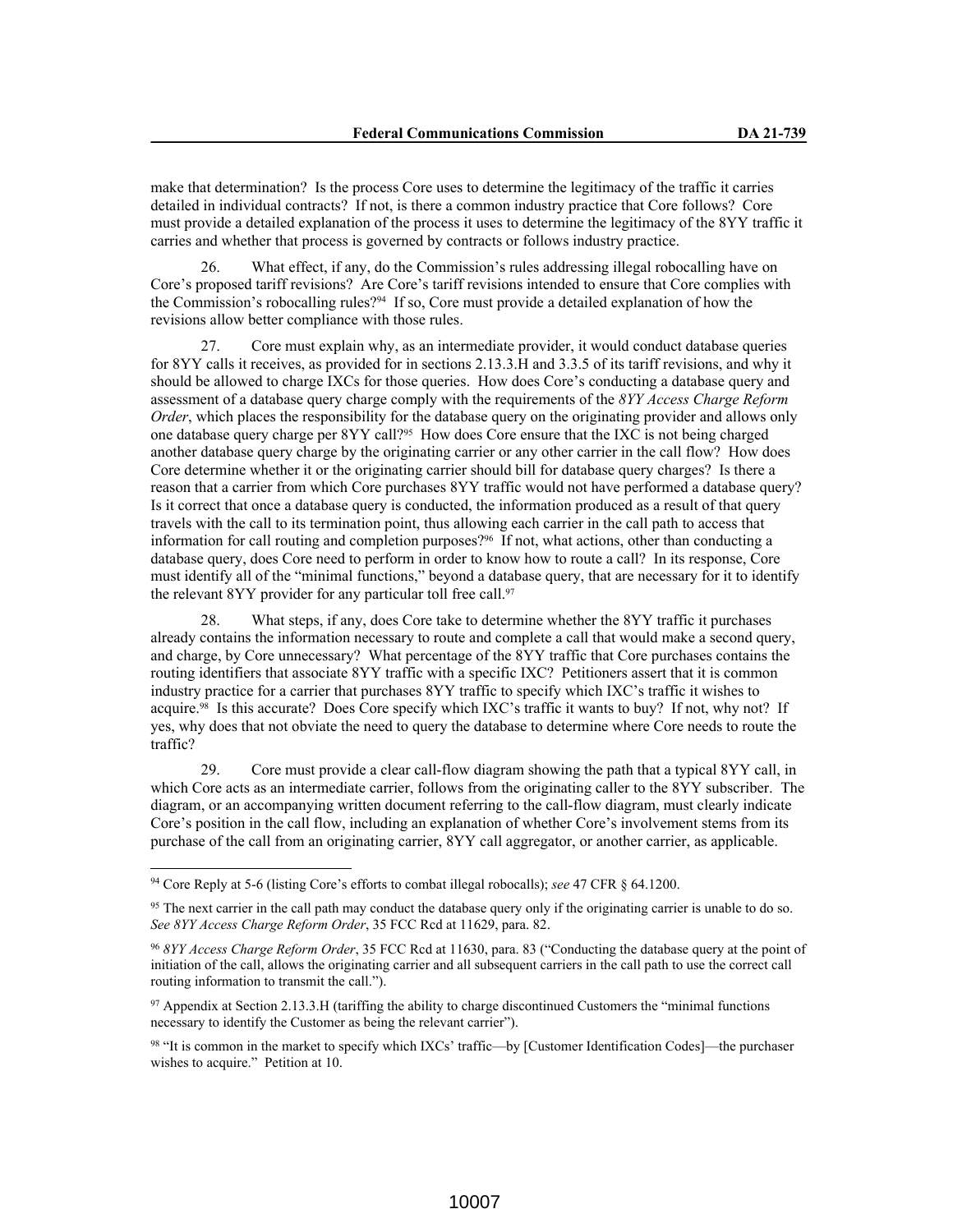make that determination? Is the process Core uses to determine the legitimacy of the traffic it carries detailed in individual contracts? If not, is there a common industry practice that Core follows? Core must provide a detailed explanation of the process it uses to determine the legitimacy of the 8YY traffic it carries and whether that process is governed by contracts or follows industry practice.

26. What effect, if any, do the Commission's rules addressing illegal robocalling have on Core's proposed tariff revisions? Are Core's tariff revisions intended to ensure that Core complies with the Commission's robocalling rules?[94] If so, Core must provide a detailed explanation of how the revisions allow better compliance with those rules.

27. Core must explain why, as an intermediate provider, it would conduct database queries for 8YY calls it receives, as provided for in sections 2.13.3.H and 3.3.5 of its tariff revisions, and why it should be allowed to charge IXCs for those queries. How does Core's conducting a database query and assessment of a database query charge comply with the requirements of the *8YY Access Charge Reform Order*, which places the responsibility for the database query on the originating provider and allows only one database query charge per 8YY call?[95] How does Core ensure that the IXC is not being charged another database query charge by the originating carrier or any other carrier in the call flow? How does Core determine whether it or the originating carrier should bill for database query charges? Is there a reason that a carrier from which Core purchases 8YY traffic would not have performed a database query? Is it correct that once a database query is conducted, the information produced as a result of that query travels with the call to its termination point, thus allowing each carrier in the call path to access that information for call routing and completion purposes?[96] If not, what actions, other than conducting a database query, does Core need to perform in order to know how to route a call? In its response, Core must identify all of the "minimal functions," beyond a database query, that are necessary for it to identify the relevant 8YY provider for any particular toll free call.[97]

28. What steps, if any, does Core take to determine whether the 8YY traffic it purchases already contains the information necessary to route and complete a call that would make a second query, and charge, by Core unnecessary? What percentage of the 8YY traffic that Core purchases contains the routing identifiers that associate 8YY traffic with a specific IXC? Petitioners assert that it is common industry practice for a carrier that purchases 8YY traffic to specify which IXC's traffic it wishes to acquire.[98] Is this accurate? Does Core specify which IXC's traffic it wants to buy? If not, why not? If yes, why does that not obviate the need to query the database to determine where Core needs to route the traffic?

29. Core must provide a clear call-flow diagram showing the path that a typical 8YY call, in which Core acts as an intermediate carrier, follows from the originating caller to the 8YY subscriber. The diagram, or an accompanying written document referring to the call-flow diagram, must clearly indicate Core's position in the call flow, including an explanation of whether Core's involvement stems from its purchase of the call from an originating carrier, 8YY call aggregator, or another carrier, as applicable.

---

[94] Core Reply at 5-6 (listing Core's efforts to combat illegal robocalls); *see* 47 CFR § 64.1200.

[95] The next carrier in the call path may conduct the database query only if the originating carrier is unable to do so. *See 8YY Access Charge Reform Order*, 35 FCC Rcd at 11629, para. 82.

[96] *8YY Access Charge Reform Order*, 35 FCC Rcd at 11630, para. 83 ("Conducting the database query at the point of initiation of the call, allows the originating carrier and all subsequent carriers in the call path to use the correct call routing information to transmit the call.").

[97] Appendix at Section 2.13.3.H (tariffing the ability to charge discontinued Customers the "minimal functions necessary to identify the Customer as being the relevant carrier").

[98] "It is common in the market to specify which IXCs' traffic—by [Customer Identification Codes]—the purchaser wishes to acquire." Petition at 10.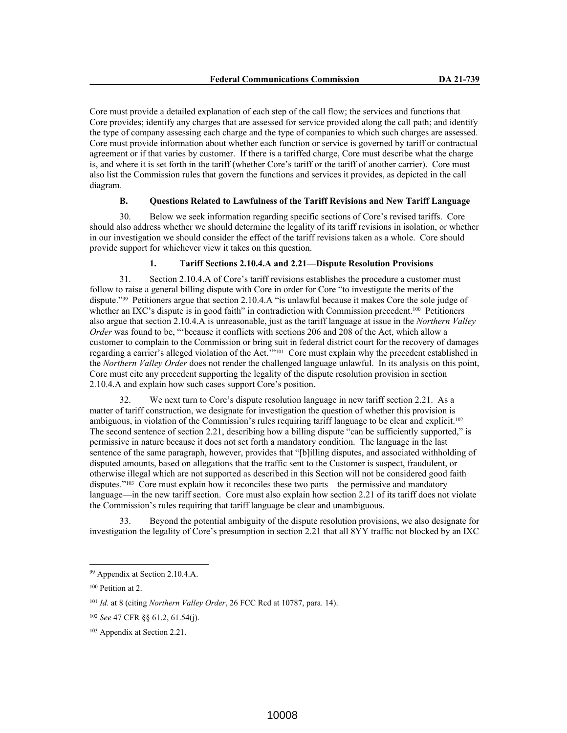Core must provide a detailed explanation of each step of the call flow; the services and functions that Core provides; identify any charges that are assessed for service provided along the call path; and identify the type of company assessing each charge and the type of companies to which such charges are assessed. Core must provide information about whether each function or service is governed by tariff or contractual agreement or if that varies by customer. If there is a tariffed charge, Core must describe what the charge is, and where it is set forth in the tariff (whether Core's tariff or the tariff of another carrier). Core must also list the Commission rules that govern the functions and services it provides, as depicted in the call diagram.

### B. Questions Related to Lawfulness of the Tariff Revisions and New Tariff Language

30. Below we seek information regarding specific sections of Core's revised tariffs. Core should also address whether we should determine the legality of its tariff revisions in isolation, or whether in our investigation we should consider the effect of the tariff revisions taken as a whole. Core should provide support for whichever view it takes on this question.

#### 1. Tariff Sections 2.10.4.A and 2.21—Dispute Resolution Provisions

31. Section 2.10.4.A of Core's tariff revisions establishes the procedure a customer must follow to raise a general billing dispute with Core in order for Core "to investigate the merits of the dispute."[99] Petitioners argue that section 2.10.4.A "is unlawful because it makes Core the sole judge of whether an IXC's dispute is in good faith" in contradiction with Commission precedent.[100] Petitioners also argue that section 2.10.4.A is unreasonable, just as the tariff language at issue in the *Northern Valley Order* was found to be, "'because it conflicts with sections 206 and 208 of the Act, which allow a customer to complain to the Commission or bring suit in federal district court for the recovery of damages regarding a carrier's alleged violation of the Act.'"[101] Core must explain why the precedent established in the *Northern Valley Order* does not render the challenged language unlawful. In its analysis on this point, Core must cite any precedent supporting the legality of the dispute resolution provision in section 2.10.4.A and explain how such cases support Core's position.

32. We next turn to Core's dispute resolution language in new tariff section 2.21. As a matter of tariff construction, we designate for investigation the question of whether this provision is ambiguous, in violation of the Commission's rules requiring tariff language to be clear and explicit.[102] The second sentence of section 2.21, describing how a billing dispute "can be sufficiently supported," is permissive in nature because it does not set forth a mandatory condition. The language in the last sentence of the same paragraph, however, provides that "[b]illing disputes, and associated withholding of disputed amounts, based on allegations that the traffic sent to the Customer is suspect, fraudulent, or otherwise illegal which are not supported as described in this Section will not be considered good faith disputes."[103] Core must explain how it reconciles these two parts—the permissive and mandatory language—in the new tariff section. Core must also explain how section 2.21 of its tariff does not violate the Commission's rules requiring that tariff language be clear and unambiguous.

33. Beyond the potential ambiguity of the dispute resolution provisions, we also designate for investigation the legality of Core's presumption in section 2.21 that all 8YY traffic not blocked by an IXC

---

[99] Appendix at Section 2.10.4.A.

[100] Petition at 2.

[101] *Id.* at 8 (citing *Northern Valley Order*, 26 FCC Rcd at 10787, para. 14).

[102] *See* 47 CFR §§ 61.2, 61.54(j).

[103] Appendix at Section 2.21.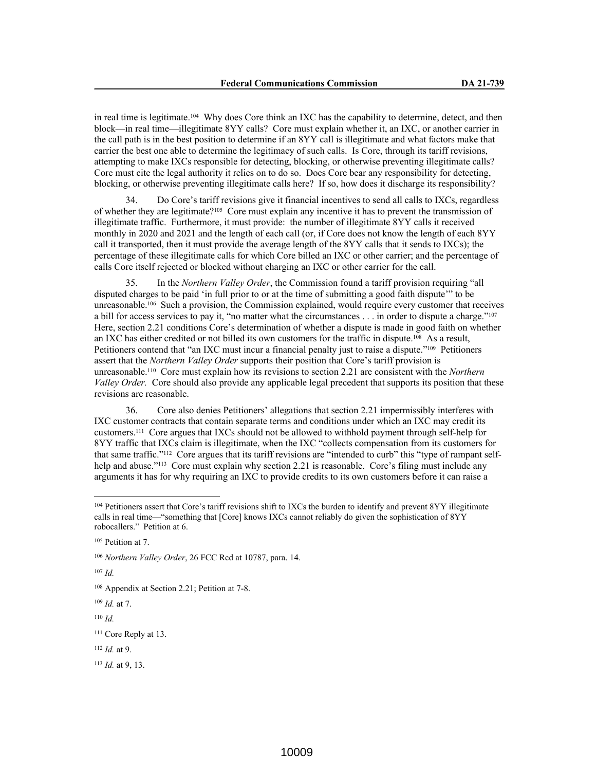in real time is legitimate.[104] Why does Core think an IXC has the capability to determine, detect, and then block—in real time—illegitimate 8YY calls? Core must explain whether it, an IXC, or another carrier in the call path is in the best position to determine if an 8YY call is illegitimate and what factors make that carrier the best one able to determine the legitimacy of such calls. Is Core, through its tariff revisions, attempting to make IXCs responsible for detecting, blocking, or otherwise preventing illegitimate calls? Core must cite the legal authority it relies on to do so. Does Core bear any responsibility for detecting, blocking, or otherwise preventing illegitimate calls here? If so, how does it discharge its responsibility?

34. Do Core's tariff revisions give it financial incentives to send all calls to IXCs, regardless of whether they are legitimate?[105] Core must explain any incentive it has to prevent the transmission of illegitimate traffic. Furthermore, it must provide: the number of illegitimate 8YY calls it received monthly in 2020 and 2021 and the length of each call (or, if Core does not know the length of each 8YY call it transported, then it must provide the average length of the 8YY calls that it sends to IXCs); the percentage of these illegitimate calls for which Core billed an IXC or other carrier; and the percentage of calls Core itself rejected or blocked without charging an IXC or other carrier for the call.

35. In the *Northern Valley Order*, the Commission found a tariff provision requiring "all disputed charges to be paid 'in full prior to or at the time of submitting a good faith dispute'" to be unreasonable.[106] Such a provision, the Commission explained, would require every customer that receives a bill for access services to pay it, "no matter what the circumstances . . . in order to dispute a charge."[107] Here, section 2.21 conditions Core's determination of whether a dispute is made in good faith on whether an IXC has either credited or not billed its own customers for the traffic in dispute.[108] As a result, Petitioners contend that "an IXC must incur a financial penalty just to raise a dispute."[109] Petitioners assert that the *Northern Valley Order* supports their position that Core's tariff provision is unreasonable.[110] Core must explain how its revisions to section 2.21 are consistent with the *Northern Valley Order*. Core should also provide any applicable legal precedent that supports its position that these revisions are reasonable.

36. Core also denies Petitioners' allegations that section 2.21 impermissibly interferes with IXC customer contracts that contain separate terms and conditions under which an IXC may credit its customers.[111] Core argues that IXCs should not be allowed to withhold payment through self-help for 8YY traffic that IXCs claim is illegitimate, when the IXC "collects compensation from its customers for that same traffic."[112] Core argues that its tariff revisions are "intended to curb" this "type of rampant self-help and abuse."[113] Core must explain why section 2.21 is reasonable. Core's filing must include any arguments it has for why requiring an IXC to provide credits to its own customers before it can raise a

---

[104] Petitioners assert that Core's tariff revisions shift to IXCs the burden to identify and prevent 8YY illegitimate calls in real time—"something that [Core] knows IXCs cannot reliably do given the sophistication of 8YY robocallers." Petition at 6.

[105] Petition at 7.

[106] *Northern Valley Order*, 26 FCC Rcd at 10787, para. 14.

[107] *Id.*

[108] Appendix at Section 2.21; Petition at 7-8.

[109] *Id.* at 7.

[110] *Id.*

[111] Core Reply at 13.

[112] *Id.* at 9.

[113] *Id.* at 9, 13.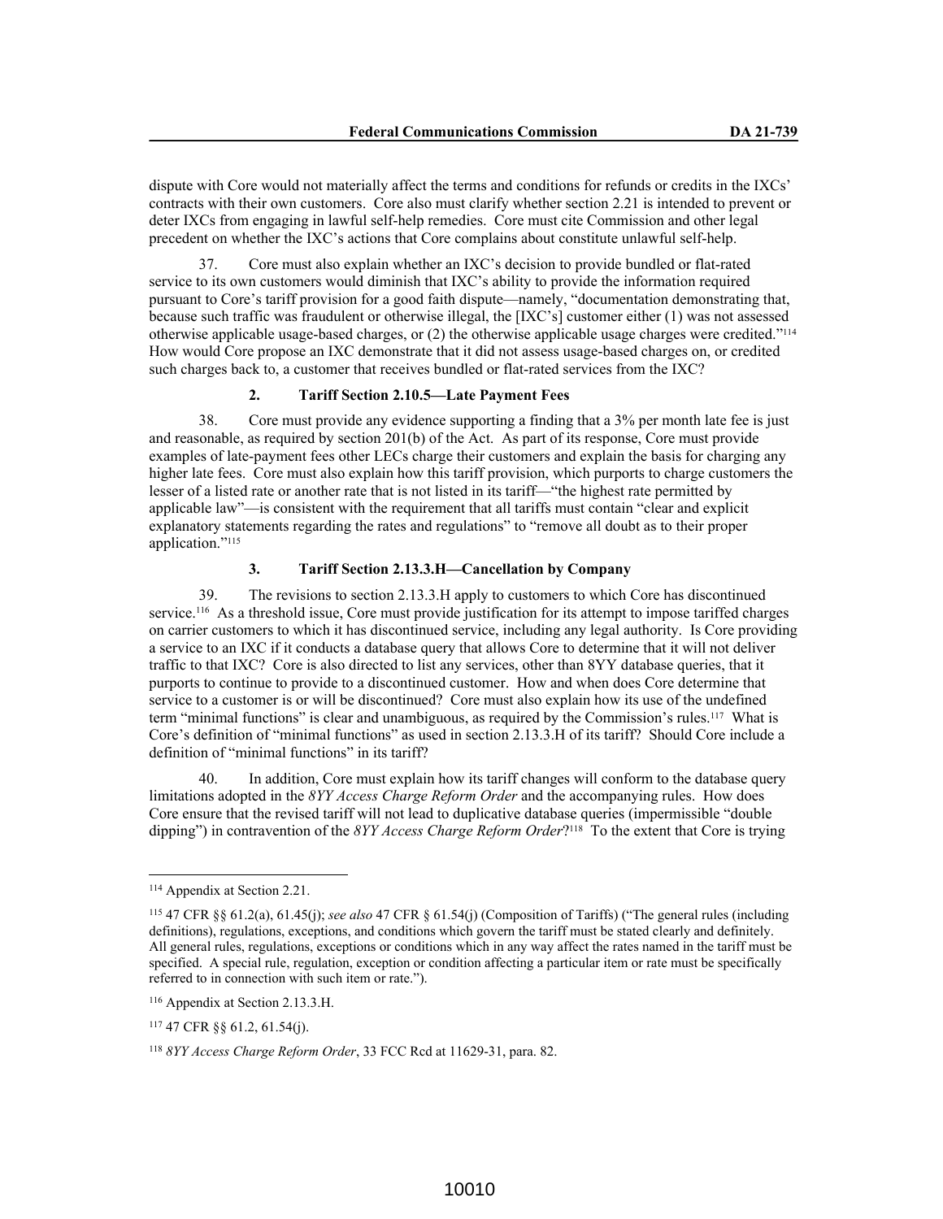dispute with Core would not materially affect the terms and conditions for refunds or credits in the IXCs' contracts with their own customers. Core also must clarify whether section 2.21 is intended to prevent or deter IXCs from engaging in lawful self-help remedies. Core must cite Commission and other legal precedent on whether the IXC's actions that Core complains about constitute unlawful self-help.

37. Core must also explain whether an IXC's decision to provide bundled or flat-rated service to its own customers would diminish that IXC's ability to provide the information required pursuant to Core's tariff provision for a good faith dispute—namely, "documentation demonstrating that, because such traffic was fraudulent or otherwise illegal, the [IXC's] customer either (1) was not assessed otherwise applicable usage-based charges, or (2) the otherwise applicable usage charges were credited."[114] How would Core propose an IXC demonstrate that it did not assess usage-based charges on, or credited such charges back to, a customer that receives bundled or flat-rated services from the IXC?

#### 2. Tariff Section 2.10.5—Late Payment Fees

38. Core must provide any evidence supporting a finding that a 3% per month late fee is just and reasonable, as required by section 201(b) of the Act. As part of its response, Core must provide examples of late-payment fees other LECs charge their customers and explain the basis for charging any higher late fees. Core must also explain how this tariff provision, which purports to charge customers the lesser of a listed rate or another rate that is not listed in its tariff—"the highest rate permitted by applicable law"—is consistent with the requirement that all tariffs must contain "clear and explicit explanatory statements regarding the rates and regulations" to "remove all doubt as to their proper application."[115]

#### 3. Tariff Section 2.13.3.H—Cancellation by Company

39. The revisions to section 2.13.3.H apply to customers to which Core has discontinued service.[116] As a threshold issue, Core must provide justification for its attempt to impose tariffed charges on carrier customers to which it has discontinued service, including any legal authority. Is Core providing a service to an IXC if it conducts a database query that allows Core to determine that it will not deliver traffic to that IXC? Core is also directed to list any services, other than 8YY database queries, that it purports to continue to provide to a discontinued customer. How and when does Core determine that service to a customer is or will be discontinued? Core must also explain how its use of the undefined term "minimal functions" is clear and unambiguous, as required by the Commission's rules.[117] What is Core's definition of "minimal functions" as used in section 2.13.3.H of its tariff? Should Core include a definition of "minimal functions" in its tariff?

40. In addition, Core must explain how its tariff changes will conform to the database query limitations adopted in the *8YY Access Charge Reform Order* and the accompanying rules. How does Core ensure that the revised tariff will not lead to duplicative database queries (impermissible "double dipping") in contravention of the *8YY Access Charge Reform Order*?[118] To the extent that Core is trying

---

[114] Appendix at Section 2.21.

[115] 47 CFR §§ 61.2(a), 61.45(j); *see also* 47 CFR § 61.54(j) (Composition of Tariffs) ("The general rules (including definitions), regulations, exceptions, and conditions which govern the tariff must be stated clearly and definitely. All general rules, regulations, exceptions or conditions which in any way affect the rates named in the tariff must be specified. A special rule, regulation, exception or condition affecting a particular item or rate must be specifically referred to in connection with such item or rate.").

[116] Appendix at Section 2.13.3.H.

[117] 47 CFR §§ 61.2, 61.54(j).

[118] *8YY Access Charge Reform Order*, 33 FCC Rcd at 11629-31, para. 82.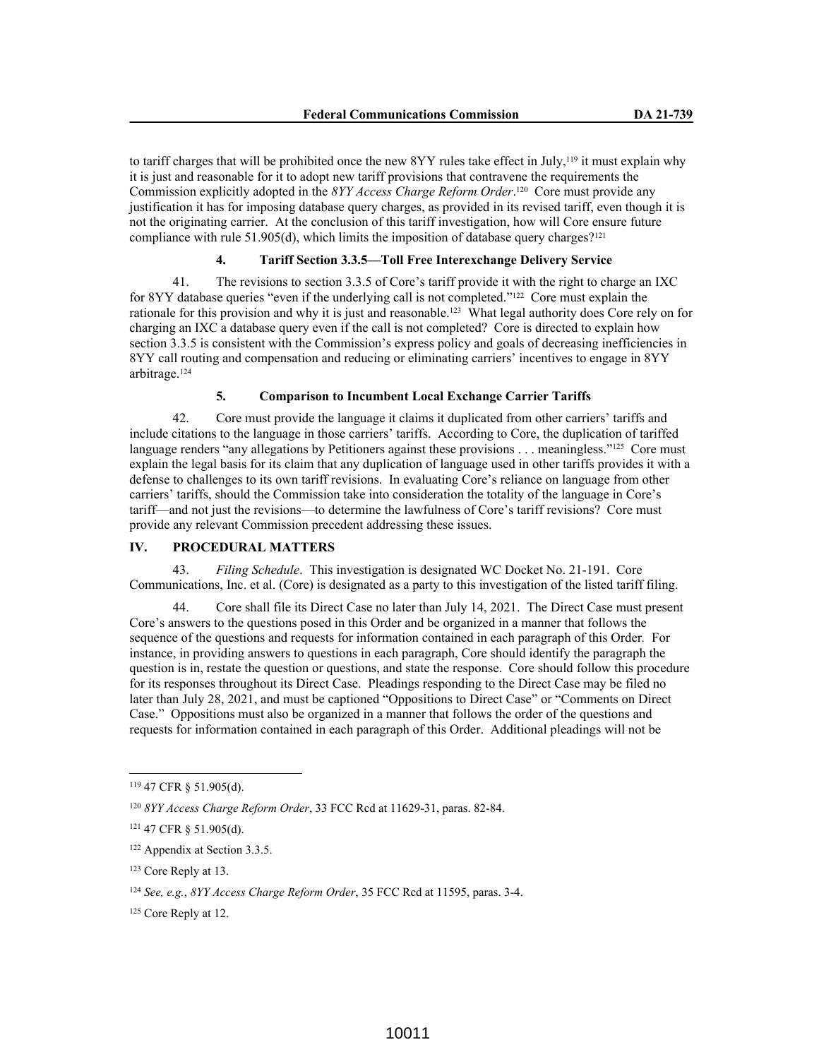to tariff charges that will be prohibited once the new 8YY rules take effect in July,[119] it must explain why it is just and reasonable for it to adopt new tariff provisions that contravene the requirements the Commission explicitly adopted in the *8YY Access Charge Reform Order*.[120] Core must provide any justification it has for imposing database query charges, as provided in its revised tariff, even though it is not the originating carrier. At the conclusion of this tariff investigation, how will Core ensure future compliance with rule 51.905(d), which limits the imposition of database query charges?[121]

#### 4. Tariff Section 3.3.5—Toll Free Interexchange Delivery Service

41. The revisions to section 3.3.5 of Core's tariff provide it with the right to charge an IXC for 8YY database queries "even if the underlying call is not completed."[122] Core must explain the rationale for this provision and why it is just and reasonable.[123] What legal authority does Core rely on for charging an IXC a database query even if the call is not completed? Core is directed to explain how section 3.3.5 is consistent with the Commission's express policy and goals of decreasing inefficiencies in 8YY call routing and compensation and reducing or eliminating carriers' incentives to engage in 8YY arbitrage.[124]

#### 5. Comparison to Incumbent Local Exchange Carrier Tariffs

42. Core must provide the language it claims it duplicated from other carriers' tariffs and include citations to the language in those carriers' tariffs. According to Core, the duplication of tariffed language renders "any allegations by Petitioners against these provisions . . . meaningless."[125] Core must explain the legal basis for its claim that any duplication of language used in other tariffs provides it with a defense to challenges to its own tariff revisions. In evaluating Core's reliance on language from other carriers' tariffs, should the Commission take into consideration the totality of the language in Core's tariff—and not just the revisions—to determine the lawfulness of Core's tariff revisions? Core must provide any relevant Commission precedent addressing these issues.

## IV. PROCEDURAL MATTERS

43. *Filing Schedule*. This investigation is designated WC Docket No. 21-191. Core Communications, Inc. et al. (Core) is designated as a party to this investigation of the listed tariff filing.

44. Core shall file its Direct Case no later than July 14, 2021. The Direct Case must present Core's answers to the questions posed in this Order and be organized in a manner that follows the sequence of the questions and requests for information contained in each paragraph of this Order. For instance, in providing answers to questions in each paragraph, Core should identify the paragraph the question is in, restate the question or questions, and state the response. Core should follow this procedure for its responses throughout its Direct Case. Pleadings responding to the Direct Case may be filed no later than July 28, 2021, and must be captioned "Oppositions to Direct Case" or "Comments on Direct Case." Oppositions must also be organized in a manner that follows the order of the questions and requests for information contained in each paragraph of this Order. Additional pleadings will not be

---

[119] 47 CFR § 51.905(d).

[120] *8YY Access Charge Reform Order*, 33 FCC Rcd at 11629-31, paras. 82-84.

[121] 47 CFR § 51.905(d).

[122] Appendix at Section 3.3.5.

[123] Core Reply at 13.

[124] *See, e.g.*, *8YY Access Charge Reform Order*, 35 FCC Rcd at 11595, paras. 3-4.

[125] Core Reply at 12.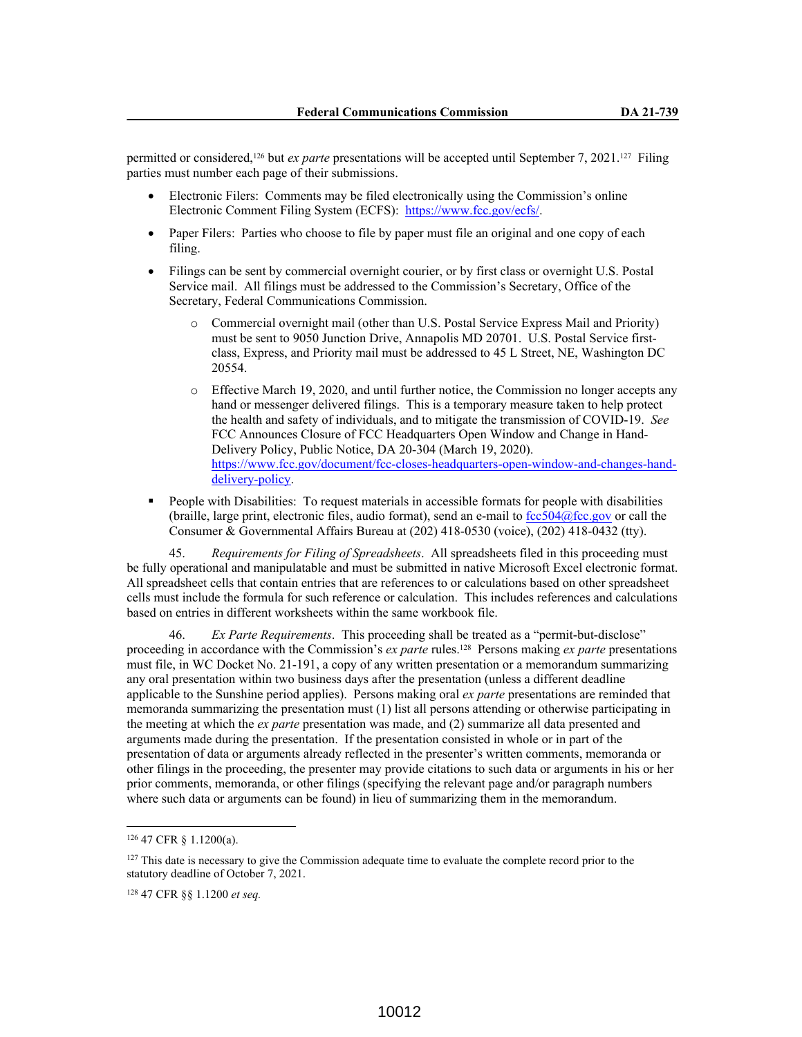permitted or considered,[126] but *ex parte* presentations will be accepted until September 7, 2021.[127] Filing parties must number each page of their submissions.

- Electronic Filers: Comments may be filed electronically using the Commission's online Electronic Comment Filing System (ECFS): https://www.fcc.gov/ecfs/.
- Paper Filers: Parties who choose to file by paper must file an original and one copy of each filing.
- Filings can be sent by commercial overnight courier, or by first class or overnight U.S. Postal Service mail. All filings must be addressed to the Commission's Secretary, Office of the Secretary, Federal Communications Commission.
    - Commercial overnight mail (other than U.S. Postal Service Express Mail and Priority) must be sent to 9050 Junction Drive, Annapolis MD 20701. U.S. Postal Service first-class, Express, and Priority mail must be addressed to 45 L Street, NE, Washington DC 20554.
    - Effective March 19, 2020, and until further notice, the Commission no longer accepts any hand or messenger delivered filings. This is a temporary measure taken to help protect the health and safety of individuals, and to mitigate the transmission of COVID-19. *See* FCC Announces Closure of FCC Headquarters Open Window and Change in Hand-Delivery Policy, Public Notice, DA 20-304 (March 19, 2020). https://www.fcc.gov/document/fcc-closes-headquarters-open-window-and-changes-hand-delivery-policy.
- People with Disabilities: To request materials in accessible formats for people with disabilities (braille, large print, electronic files, audio format), send an e-mail to fcc504@fcc.gov or call the Consumer & Governmental Affairs Bureau at (202) 418-0530 (voice), (202) 418-0432 (tty).

45. *Requirements for Filing of Spreadsheets*. All spreadsheets filed in this proceeding must be fully operational and manipulatable and must be submitted in native Microsoft Excel electronic format. All spreadsheet cells that contain entries that are references to or calculations based on other spreadsheet cells must include the formula for such reference or calculation. This includes references and calculations based on entries in different worksheets within the same workbook file.

46. *Ex Parte Requirements*. This proceeding shall be treated as a "permit-but-disclose" proceeding in accordance with the Commission's *ex parte* rules.[128] Persons making *ex parte* presentations must file, in WC Docket No. 21-191, a copy of any written presentation or a memorandum summarizing any oral presentation within two business days after the presentation (unless a different deadline applicable to the Sunshine period applies). Persons making oral *ex parte* presentations are reminded that memoranda summarizing the presentation must (1) list all persons attending or otherwise participating in the meeting at which the *ex parte* presentation was made, and (2) summarize all data presented and arguments made during the presentation. If the presentation consisted in whole or in part of the presentation of data or arguments already reflected in the presenter's written comments, memoranda or other filings in the proceeding, the presenter may provide citations to such data or arguments in his or her prior comments, memoranda, or other filings (specifying the relevant page and/or paragraph numbers where such data or arguments can be found) in lieu of summarizing them in the memorandum.

---

[126] 47 CFR § 1.1200(a).

[127] This date is necessary to give the Commission adequate time to evaluate the complete record prior to the statutory deadline of October 7, 2021.

[128] 47 CFR §§ 1.1200 *et seq.*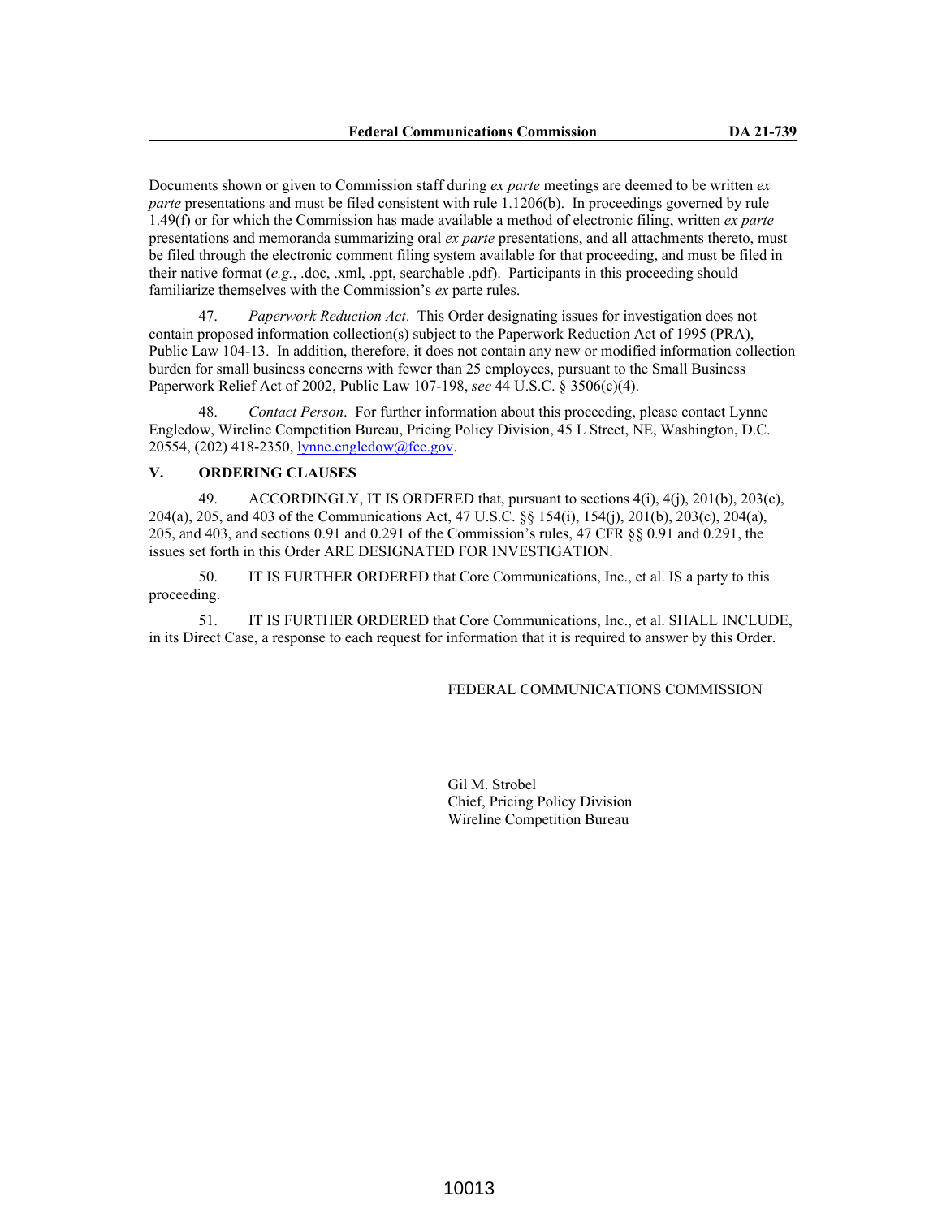Documents shown or given to Commission staff during *ex parte* meetings are deemed to be written *ex parte* presentations and must be filed consistent with rule 1.1206(b). In proceedings governed by rule 1.49(f) or for which the Commission has made available a method of electronic filing, written *ex parte* presentations and memoranda summarizing oral *ex parte* presentations, and all attachments thereto, must be filed through the electronic comment filing system available for that proceeding, and must be filed in their native format (*e.g.*, .doc, .xml, .ppt, searchable .pdf). Participants in this proceeding should familiarize themselves with the Commission's *ex* parte rules.

47. *Paperwork Reduction Act*. This Order designating issues for investigation does not contain proposed information collection(s) subject to the Paperwork Reduction Act of 1995 (PRA), Public Law 104-13. In addition, therefore, it does not contain any new or modified information collection burden for small business concerns with fewer than 25 employees, pursuant to the Small Business Paperwork Relief Act of 2002, Public Law 107-198, *see* 44 U.S.C. § 3506(c)(4).

48. *Contact Person*. For further information about this proceeding, please contact Lynne Engledow, Wireline Competition Bureau, Pricing Policy Division, 45 L Street, NE, Washington, D.C. 20554, (202) 418-2350, lynne.engledow@fcc.gov.

## V. ORDERING CLAUSES

49. ACCORDINGLY, IT IS ORDERED that, pursuant to sections 4(i), 4(j), 201(b), 203(c), 204(a), 205, and 403 of the Communications Act, 47 U.S.C. §§ 154(i), 154(j), 201(b), 203(c), 204(a), 205, and 403, and sections 0.91 and 0.291 of the Commission's rules, 47 CFR §§ 0.91 and 0.291, the issues set forth in this Order ARE DESIGNATED FOR INVESTIGATION.

50. IT IS FURTHER ORDERED that Core Communications, Inc., et al. IS a party to this proceeding.

51. IT IS FURTHER ORDERED that Core Communications, Inc., et al. SHALL INCLUDE, in its Direct Case, a response to each request for information that it is required to answer by this Order.

FEDERAL COMMUNICATIONS COMMISSION

Gil M. Strobel
Chief, Pricing Policy Division
Wireline Competition Bureau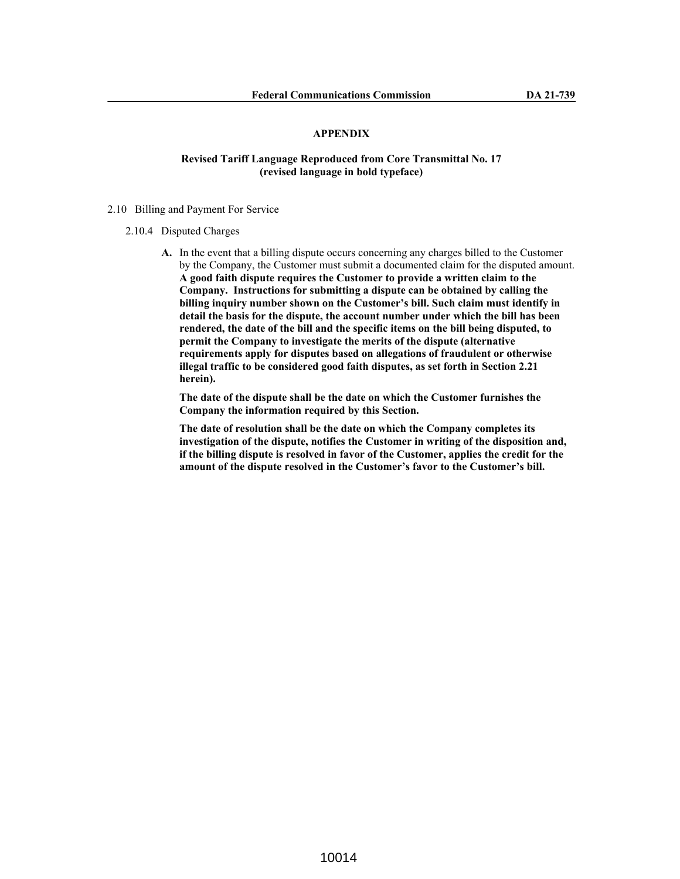## APPENDIX

**Revised Tariff Language Reproduced from Core Transmittal No. 17**
**(revised language in bold typeface)**

2.10 Billing and Payment For Service

2.10.4 Disputed Charges

**A.** In the event that a billing dispute occurs concerning any charges billed to the Customer by the Company, the Customer must submit a documented claim for the disputed amount. **A good faith dispute requires the Customer to provide a written claim to the Company. Instructions for submitting a dispute can be obtained by calling the billing inquiry number shown on the Customer's bill. Such claim must identify in detail the basis for the dispute, the account number under which the bill has been rendered, the date of the bill and the specific items on the bill being disputed, to permit the Company to investigate the merits of the dispute (alternative requirements apply for disputes based on allegations of fraudulent or otherwise illegal traffic to be considered good faith disputes, as set forth in Section 2.21 herein).**

**The date of the dispute shall be the date on which the Customer furnishes the Company the information required by this Section.**

**The date of resolution shall be the date on which the Company completes its investigation of the dispute, notifies the Customer in writing of the disposition and, if the billing dispute is resolved in favor of the Customer, applies the credit for the amount of the dispute resolved in the Customer's favor to the Customer's bill.**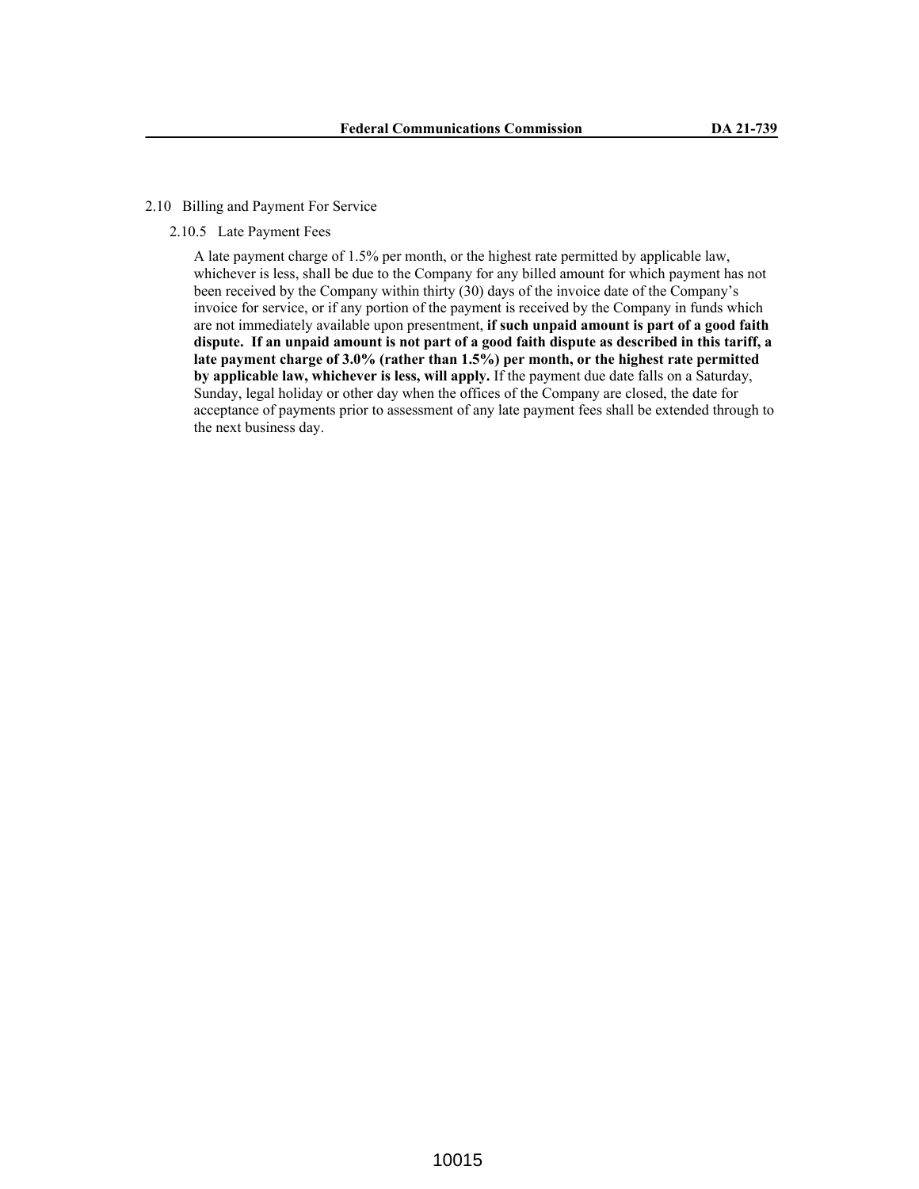2.10 Billing and Payment For Service

2.10.5 Late Payment Fees

A late payment charge of 1.5% per month, or the highest rate permitted by applicable law, whichever is less, shall be due to the Company for any billed amount for which payment has not been received by the Company within thirty (30) days of the invoice date of the Company's invoice for service, or if any portion of the payment is received by the Company in funds which are not immediately available upon presentment, **if such unpaid amount is part of a good faith dispute. If an unpaid amount is not part of a good faith dispute as described in this tariff, a late payment charge of 3.0% (rather than 1.5%) per month, or the highest rate permitted by applicable law, whichever is less, will apply.** If the payment due date falls on a Saturday, Sunday, legal holiday or other day when the offices of the Company are closed, the date for acceptance of payments prior to assessment of any late payment fees shall be extended through to the next business day.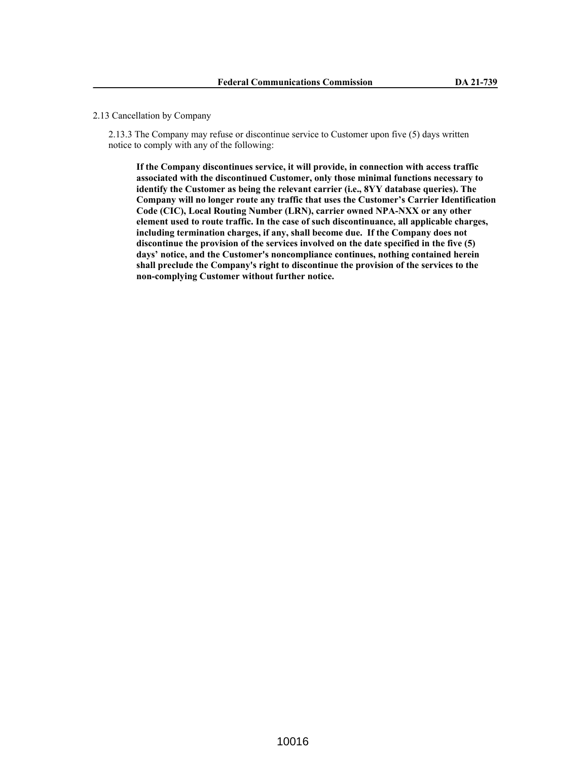2.13 Cancellation by Company

2.13.3 The Company may refuse or discontinue service to Customer upon five (5) days written notice to comply with any of the following:

**If the Company discontinues service, it will provide, in connection with access traffic associated with the discontinued Customer, only those minimal functions necessary to identify the Customer as being the relevant carrier (i.e., 8YY database queries). The Company will no longer route any traffic that uses the Customer's Carrier Identification Code (CIC), Local Routing Number (LRN), carrier owned NPA-NXX or any other element used to route traffic. In the case of such discontinuance, all applicable charges, including termination charges, if any, shall become due. If the Company does not discontinue the provision of the services involved on the date specified in the five (5) days' notice, and the Customer's noncompliance continues, nothing contained herein shall preclude the Company's right to discontinue the provision of the services to the non-complying Customer without further notice.**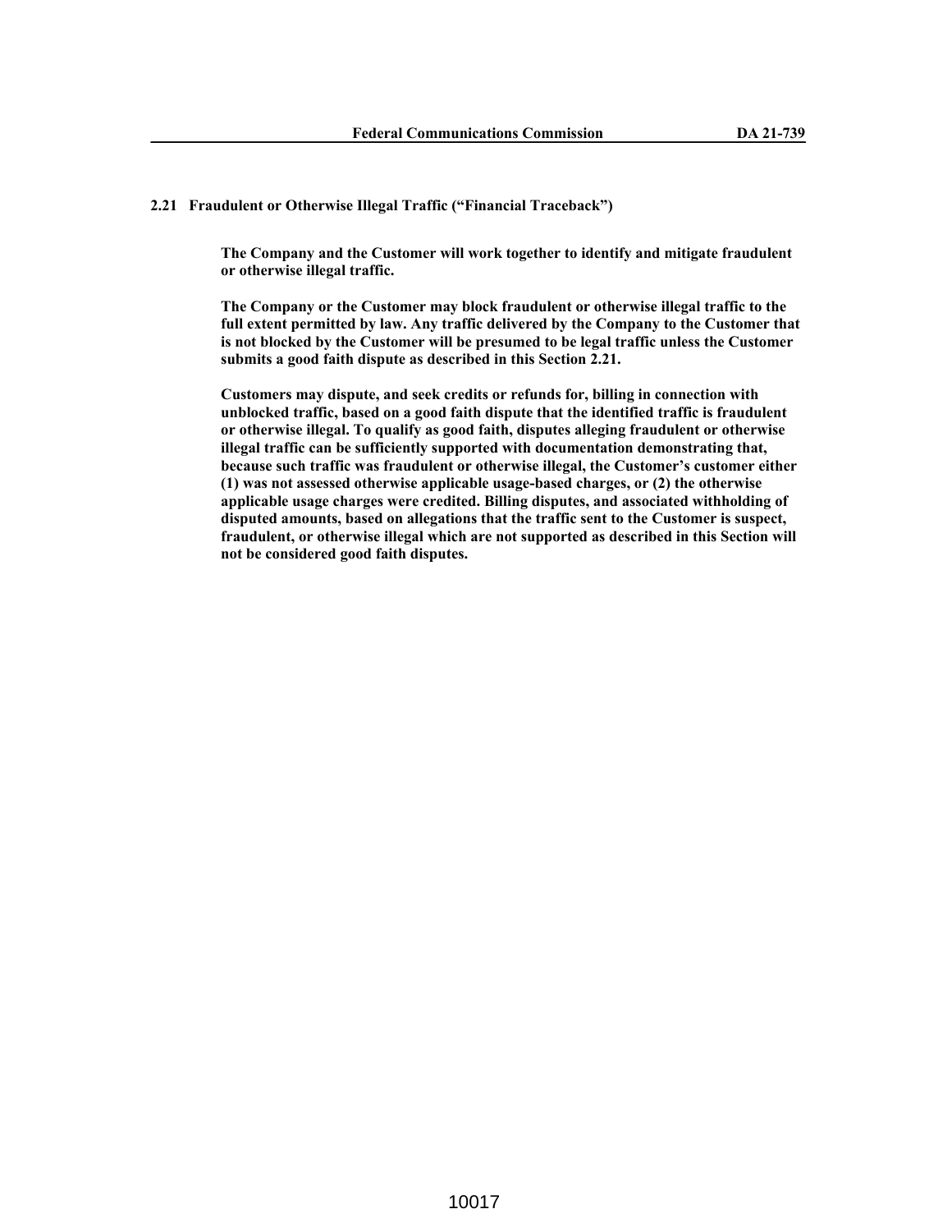**2.21 Fraudulent or Otherwise Illegal Traffic ("Financial Traceback")**

**The Company and the Customer will work together to identify and mitigate fraudulent or otherwise illegal traffic.**

**The Company or the Customer may block fraudulent or otherwise illegal traffic to the full extent permitted by law. Any traffic delivered by the Company to the Customer that is not blocked by the Customer will be presumed to be legal traffic unless the Customer submits a good faith dispute as described in this Section 2.21.**

**Customers may dispute, and seek credits or refunds for, billing in connection with unblocked traffic, based on a good faith dispute that the identified traffic is fraudulent or otherwise illegal. To qualify as good faith, disputes alleging fraudulent or otherwise illegal traffic can be sufficiently supported with documentation demonstrating that, because such traffic was fraudulent or otherwise illegal, the Customer's customer either (1) was not assessed otherwise applicable usage-based charges, or (2) the otherwise applicable usage charges were credited. Billing disputes, and associated withholding of disputed amounts, based on allegations that the traffic sent to the Customer is suspect, fraudulent, or otherwise illegal which are not supported as described in this Section will not be considered good faith disputes.**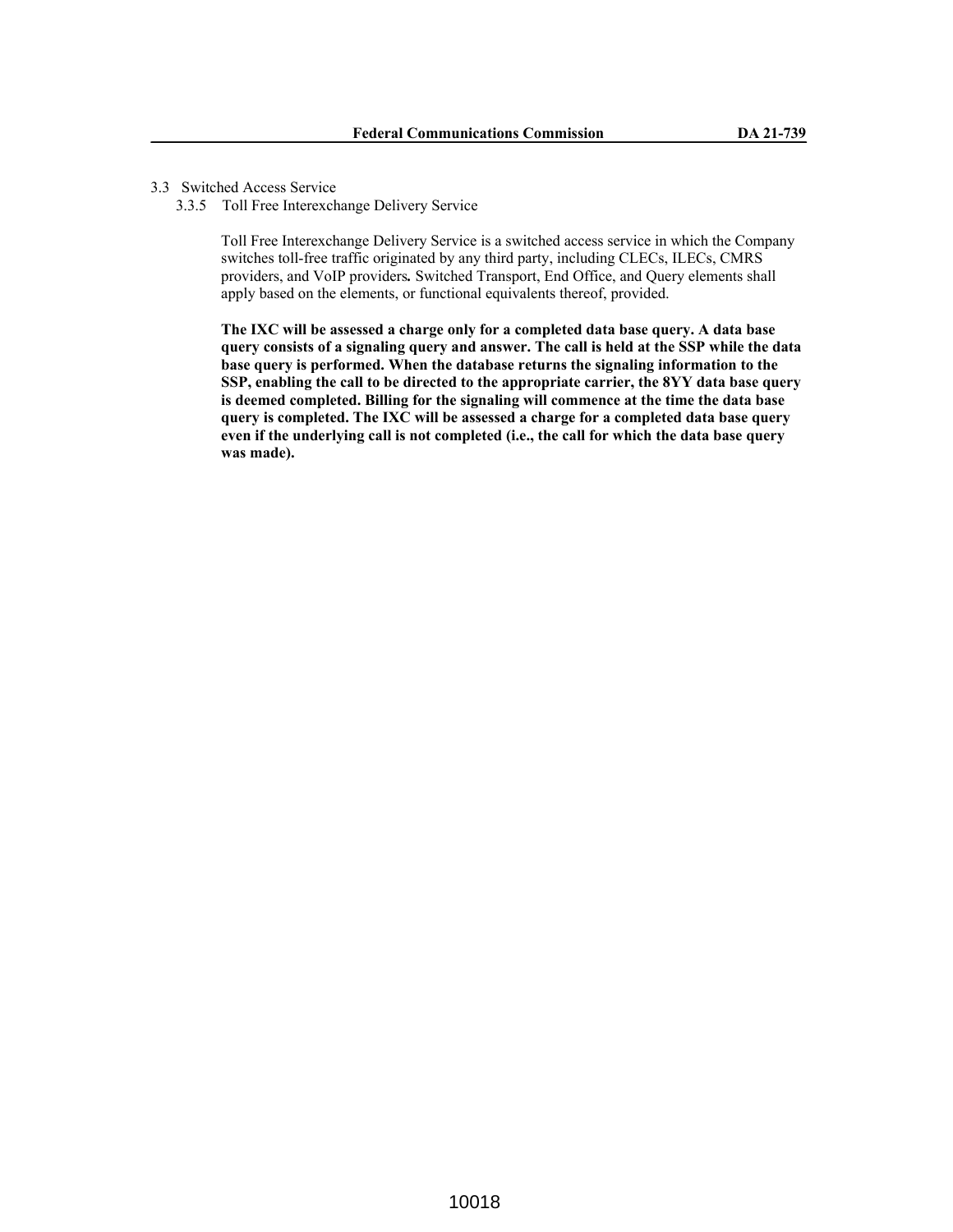3.3 Switched Access Service

3.3.5 Toll Free Interexchange Delivery Service

Toll Free Interexchange Delivery Service is a switched access service in which the Company switches toll-free traffic originated by any third party, including CLECs, ILECs, CMRS providers, and VoIP providers**.** Switched Transport, End Office, and Query elements shall apply based on the elements, or functional equivalents thereof, provided.

**The IXC will be assessed a charge only for a completed data base query. A data base query consists of a signaling query and answer. The call is held at the SSP while the data base query is performed. When the database returns the signaling information to the SSP, enabling the call to be directed to the appropriate carrier, the 8YY data base query is deemed completed. Billing for the signaling will commence at the time the data base query is completed. The IXC will be assessed a charge for a completed data base query even if the underlying call is not completed (i.e., the call for which the data base query was made).**